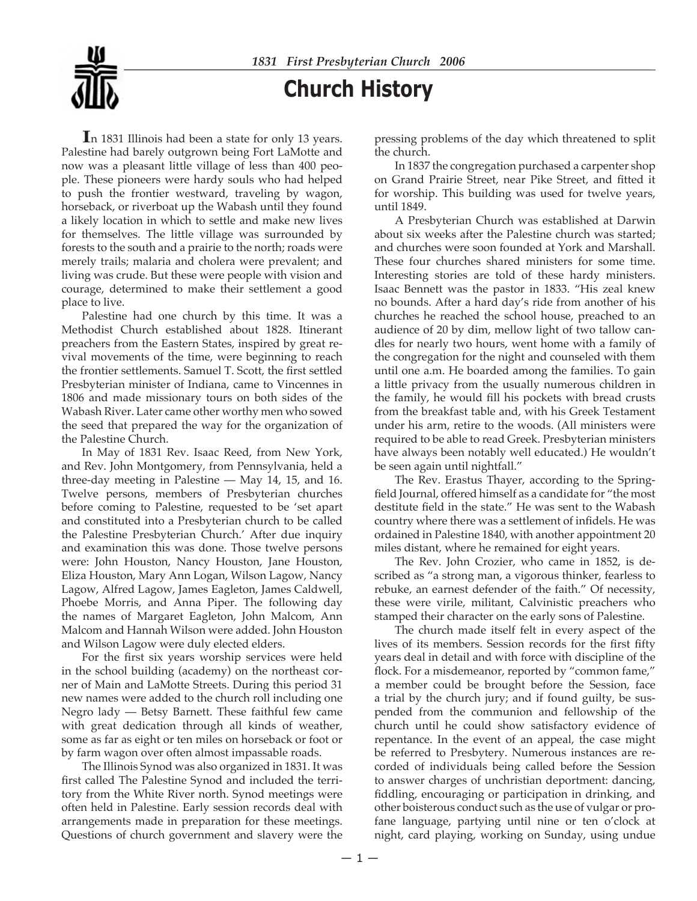# Church History

In 1831 Illinois had been a state for only 13 years. Palestine had barely outgrown being Fort LaMotte and now was a pleasant little village of less than 400 people. These pioneers were hardy souls who had helped to push the frontier westward, traveling by wagon, horseback, or riverboat up the Wabash until they found a likely location in which to settle and make new lives for themselves. The little village was surrounded by forests to the south and a prairie to the north; roads were merely trails; malaria and cholera were prevalent; and living was crude. But these were people with vision and courage, determined to make their settlement a good place to live.

Palestine had one church by this time. It was a Methodist Church established about 1828. Itinerant preachers from the Eastern States, inspired by great revival movements of the time, were beginning to reach the frontier settlements. Samuel T. Scott, the first settled Presbyterian minister of Indiana, came to Vincennes in 1806 and made missionary tours on both sides of the Wabash River. Later came other worthy men who sowed the seed that prepared the way for the organization of the Palestine Church.

In May of 1831 Rev. Isaac Reed, from New York, and Rev. John Montgomery, from Pennsylvania, held a three-day meeting in Palestine — May 14, 15, and 16. Twelve persons, members of Presbyterian churches before coming to Palestine, requested to be 'set apart and constituted into a Presbyterian church to be called the Palestine Presbyterian Church.' After due inquiry and examination this was done. Those twelve persons were: John Houston, Nancy Houston, Jane Houston, Eliza Houston, Mary Ann Logan, Wilson Lagow, Nancy Lagow, Alfred Lagow, James Eagleton, James Caldwell, Phoebe Morris, and Anna Piper. The following day the names of Margaret Eagleton, John Malcom, Ann Malcom and Hannah Wilson were added. John Houston and Wilson Lagow were duly elected elders.

For the first six years worship services were held in the school building (academy) on the northeast corner of Main and LaMotte Streets. During this period 31 new names were added to the church roll including one Negro lady — Betsy Barnett. These faithful few came with great dedication through all kinds of weather, some as far as eight or ten miles on horseback or foot or by farm wagon over often almost impassable roads.

The Illinois Synod was also organized in 1831. It was first called The Palestine Synod and included the territory from the White River north. Synod meetings were often held in Palestine. Early session records deal with arrangements made in preparation for these meetings. Questions of church government and slavery were the pressing problems of the day which threatened to split the church.

In 1837 the congregation purchased a carpenter shop on Grand Prairie Street, near Pike Street, and fitted it for worship. This building was used for twelve years, until 1849.

A Presbyterian Church was established at Darwin about six weeks after the Palestine church was started; and churches were soon founded at York and Marshall. These four churches shared ministers for some time. Interesting stories are told of these hardy ministers. Isaac Bennett was the pastor in 1833. "His zeal knew no bounds. After a hard day's ride from another of his churches he reached the school house, preached to an audience of 20 by dim, mellow light of two tallow candles for nearly two hours, went home with a family of the congregation for the night and counseled with them until one a.m. He boarded among the families. To gain a little privacy from the usually numerous children in the family, he would fill his pockets with bread crusts from the breakfast table and, with his Greek Testament under his arm, retire to the woods. (All ministers were required to be able to read Greek. Presbyterian ministers have always been notably well educated.) He wouldn't be seen again until nightfall."

The Rev. Erastus Thayer, according to the Springfield Journal, offered himself as a candidate for "the most destitute field in the state." He was sent to the Wabash country where there was a settlement of infidels. He was ordained in Palestine 1840, with another appointment 20 miles distant, where he remained for eight years.

The Rev. John Crozier, who came in 1852, is described as "a strong man, a vigorous thinker, fearless to rebuke, an earnest defender of the faith." Of necessity, these were virile, militant, Calvinistic preachers who stamped their character on the early sons of Palestine.

The church made itself felt in every aspect of the lives of its members. Session records for the first fifty years deal in detail and with force with discipline of the flock. For a misdemeanor, reported by "common fame," a member could be brought before the Session, face a trial by the church jury; and if found guilty, be suspended from the communion and fellowship of the church until he could show satisfactory evidence of repentance. In the event of an appeal, the case might be referred to Presbytery. Numerous instances are recorded of individuals being called before the Session to answer charges of unchristian deportment: dancing, fiddling, encouraging or participation in drinking, and other boisterous conduct such as the use of vulgar or profane language, partying until nine or ten o'clock at night, card playing, working on Sunday, using undue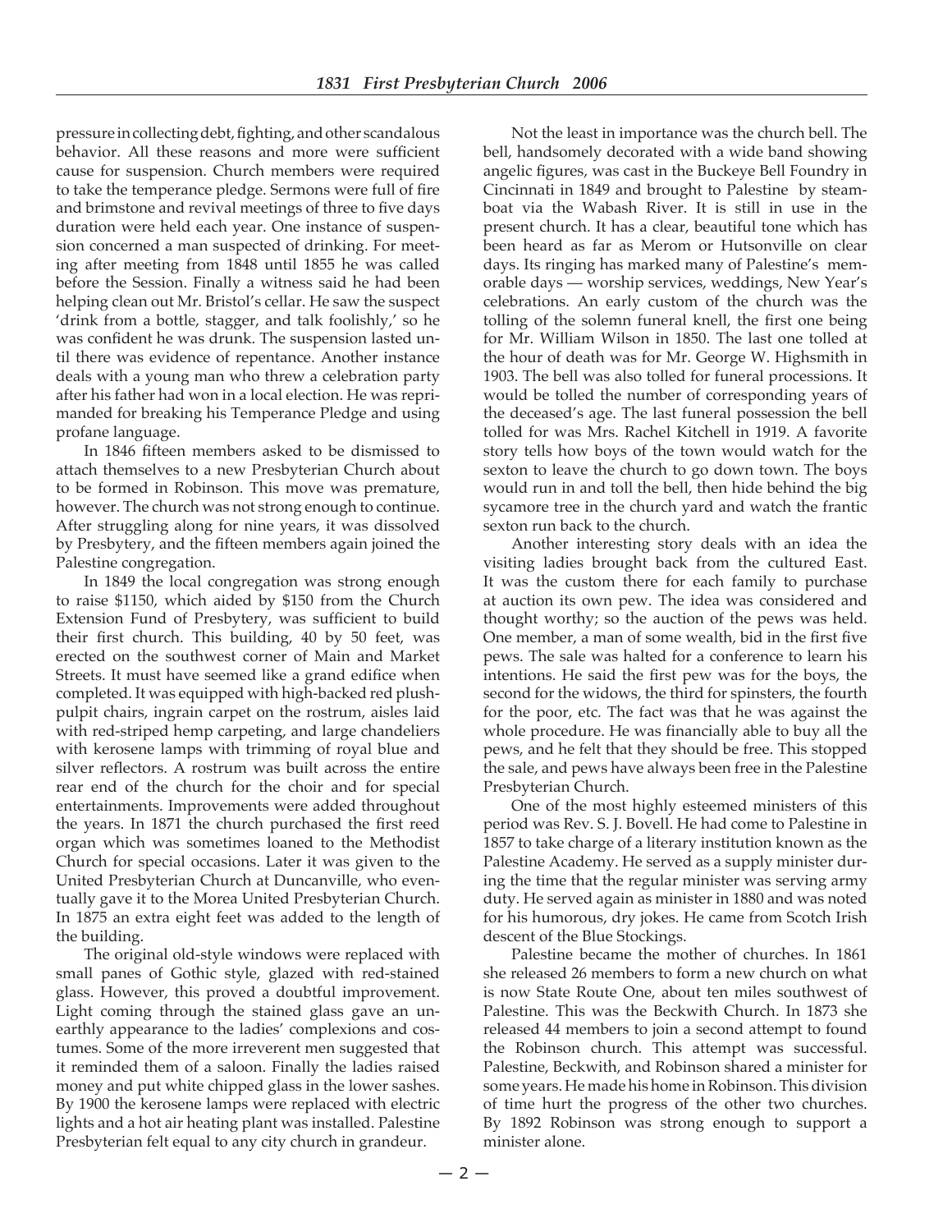pressure in collecting debt, fighting, and other scandalous behavior. All these reasons and more were sufficient cause for suspension. Church members were required to take the temperance pledge. Sermons were full of fire and brimstone and revival meetings of three to five days duration were held each year. One instance of suspension concerned a man suspected of drinking. For meeting after meeting from 1848 until 1855 he was called before the Session. Finally a witness said he had been helping clean out Mr. Bristol's cellar. He saw the suspect 'drink from a bottle, stagger, and talk foolishly,' so he was confident he was drunk. The suspension lasted until there was evidence of repentance. Another instance deals with a young man who threw a celebration party after his father had won in a local election. He was reprimanded for breaking his Temperance Pledge and using profane language.

In 1846 fifteen members asked to be dismissed to attach themselves to a new Presbyterian Church about to be formed in Robinson. This move was premature, however. The church was not strong enough to continue. After struggling along for nine years, it was dissolved by Presbytery, and the fifteen members again joined the Palestine congregation.

In 1849 the local congregation was strong enough to raise $1150, which aided by $150 from the Church Extension Fund of Presbytery, was sufficient to build their first church. This building, 40 by 50 feet, was erected on the southwest corner of Main and Market Streets. It must have seemed like a grand edifice when completed. It was equipped with high-backed red plush-pulpit chairs, ingrain carpet on the rostrum, aisles laid with red-striped hemp carpeting, and large chandeliers with kerosene lamps with trimming of royal blue and silver reflectors. A rostrum was built across the entire rear end of the church for the choir and for special entertainments. Improvements were added throughout the years. In 1871 the church purchased the first reed organ which was sometimes loaned to the Methodist Church for special occasions. Later it was given to the United Presbyterian Church at Duncanville, who eventually gave it to the Morea United Presbyterian Church. In 1875 an extra eight feet was added to the length of the building.

The original old-style windows were replaced with small panes of Gothic style, glazed with red-stained glass. However, this proved a doubtful improvement. Light coming through the stained glass gave an unearthly appearance to the ladies' complexions and costumes. Some of the more irreverent men suggested that it reminded them of a saloon. Finally the ladies raised money and put white chipped glass in the lower sashes. By 1900 the kerosene lamps were replaced with electric lights and a hot air heating plant was installed. Palestine Presbyterian felt equal to any city church in grandeur.

Not the least in importance was the church bell. The bell, handsomely decorated with a wide band showing angelic figures, was cast in the Buckeye Bell Foundry in Cincinnati in 1849 and brought to Palestine by steamboat via the Wabash River. It is still in use in the present church. It has a clear, beautiful tone which has been heard as far as Merom or Hutsonville on clear days. Its ringing has marked many of Palestine's memorable days — worship services, weddings, New Year's celebrations. An early custom of the church was the tolling of the solemn funeral knell, the first one being for Mr. William Wilson in 1850. The last one tolled at the hour of death was for Mr. George W. Highsmith in 1903. The bell was also tolled for funeral processions. It would be tolled the number of corresponding years of the deceased's age. The last funeral possession the bell tolled for was Mrs. Rachel Kitchell in 1919. A favorite story tells how boys of the town would watch for the sexton to leave the church to go down town. The boys would run in and toll the bell, then hide behind the big sycamore tree in the church yard and watch the frantic sexton run back to the church.

Another interesting story deals with an idea the visiting ladies brought back from the cultured East. It was the custom there for each family to purchase at auction its own pew. The idea was considered and thought worthy; so the auction of the pews was held. One member, a man of some wealth, bid in the first five pews. The sale was halted for a conference to learn his intentions. He said the first pew was for the boys, the second for the widows, the third for spinsters, the fourth for the poor, etc. The fact was that he was against the whole procedure. He was financially able to buy all the pews, and he felt that they should be free. This stopped the sale, and pews have always been free in the Palestine Presbyterian Church.

One of the most highly esteemed ministers of this period was Rev. S. J. Bovell. He had come to Palestine in 1857 to take charge of a literary institution known as the Palestine Academy. He served as a supply minister during the time that the regular minister was serving army duty. He served again as minister in 1880 and was noted for his humorous, dry jokes. He came from Scotch Irish descent of the Blue Stockings.

Palestine became the mother of churches. In 1861 she released 26 members to form a new church on what is now State Route One, about ten miles southwest of Palestine. This was the Beckwith Church. In 1873 she released 44 members to join a second attempt to found the Robinson church. This attempt was successful. Palestine, Beckwith, and Robinson shared a minister for some years. He made his home in Robinson. This division of time hurt the progress of the other two churches. By 1892 Robinson was strong enough to support a minister alone.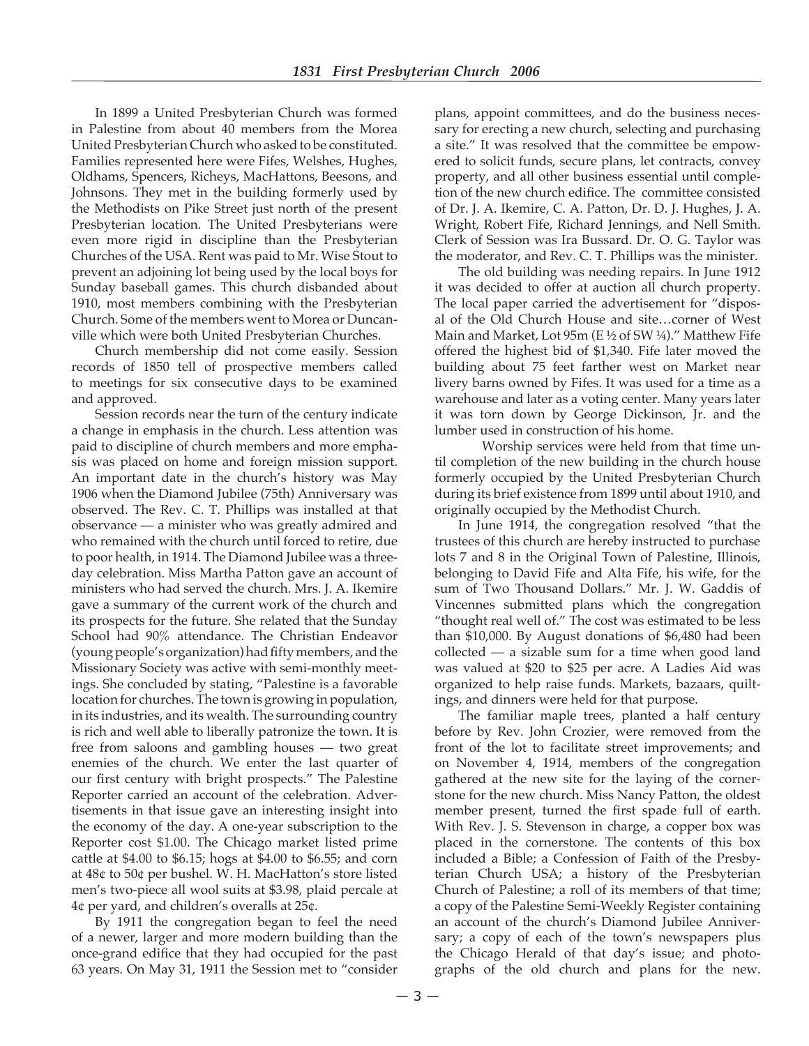In 1899 a United Presbyterian Church was formed in Palestine from about 40 members from the Morea United Presbyterian Church who asked to be constituted. Families represented here were Fifes, Welshes, Hughes, Oldhams, Spencers, Richeys, MacHattons, Beesons, and Johnsons. They met in the building formerly used by the Methodists on Pike Street just north of the present Presbyterian location. The United Presbyterians were even more rigid in discipline than the Presbyterian Churches of the USA. Rent was paid to Mr. Wise Stout to prevent an adjoining lot being used by the local boys for Sunday baseball games. This church disbanded about 1910, most members combining with the Presbyterian Church. Some of the members went to Morea or Duncanville which were both United Presbyterian Churches.

Church membership did not come easily. Session records of 1850 tell of prospective members called to meetings for six consecutive days to be examined and approved.

Session records near the turn of the century indicate a change in emphasis in the church. Less attention was paid to discipline of church members and more emphasis was placed on home and foreign mission support. An important date in the church's history was May 1906 when the Diamond Jubilee (75th) Anniversary was observed. The Rev. C. T. Phillips was installed at that observance — a minister who was greatly admired and who remained with the church until forced to retire, due to poor health, in 1914. The Diamond Jubilee was a three-day celebration. Miss Martha Patton gave an account of ministers who had served the church. Mrs. J. A. Ikemire gave a summary of the current work of the church and its prospects for the future. She related that the Sunday School had 90% attendance. The Christian Endeavor (young people's organization) had fifty members, and the Missionary Society was active with semi-monthly meetings. She concluded by stating, "Palestine is a favorable location for churches. The town is growing in population, in its industries, and its wealth. The surrounding country is rich and well able to liberally patronize the town. It is free from saloons and gambling houses — two great enemies of the church. We enter the last quarter of our first century with bright prospects." The Palestine Reporter carried an account of the celebration. Advertisements in that issue gave an interesting insight into the economy of the day. A one-year subscription to the Reporter cost $1.00. The Chicago market listed prime cattle at $4.00 to $6.15; hogs at $4.00 to $6.55; and corn at 48¢ to 50¢ per bushel. W. H. MacHatton's store listed men's two-piece all wool suits at $3.98, plaid percale at 4¢ per yard, and children's overalls at 25¢.

By 1911 the congregation began to feel the need of a newer, larger and more modern building than the once-grand edifice that they had occupied for the past 63 years. On May 31, 1911 the Session met to "consider plans, appoint committees, and do the business necessary for erecting a new church, selecting and purchasing a site." It was resolved that the committee be empowered to solicit funds, secure plans, let contracts, convey property, and all other business essential until completion of the new church edifice. The committee consisted of Dr. J. A. Ikemire, C. A. Patton, Dr. D. J. Hughes, J. A. Wright, Robert Fife, Richard Jennings, and Nell Smith. Clerk of Session was Ira Bussard. Dr. O. G. Taylor was the moderator, and Rev. C. T. Phillips was the minister.

The old building was needing repairs. In June 1912 it was decided to offer at auction all church property. The local paper carried the advertisement for "disposal of the Old Church House and site…corner of West Main and Market, Lot 95m (E ½ of SW ¼)." Matthew Fife offered the highest bid of $1,340. Fife later moved the building about 75 feet farther west on Market near livery barns owned by Fifes. It was used for a time as a warehouse and later as a voting center. Many years later it was torn down by George Dickinson, Jr. and the lumber used in construction of his home.

Worship services were held from that time until completion of the new building in the church house formerly occupied by the United Presbyterian Church during its brief existence from 1899 until about 1910, and originally occupied by the Methodist Church.

In June 1914, the congregation resolved "that the trustees of this church are hereby instructed to purchase lots 7 and 8 in the Original Town of Palestine, Illinois, belonging to David Fife and Alta Fife, his wife, for the sum of Two Thousand Dollars." Mr. J. W. Gaddis of Vincennes submitted plans which the congregation "thought real well of." The cost was estimated to be less than $10,000. By August donations of $6,480 had been collected — a sizable sum for a time when good land was valued at $20 to $25 per acre. A Ladies Aid was organized to help raise funds. Markets, bazaars, quiltings, and dinners were held for that purpose.

The familiar maple trees, planted a half century before by Rev. John Crozier, were removed from the front of the lot to facilitate street improvements; and on November 4, 1914, members of the congregation gathered at the new site for the laying of the cornerstone for the new church. Miss Nancy Patton, the oldest member present, turned the first spade full of earth. With Rev. J. S. Stevenson in charge, a copper box was placed in the cornerstone. The contents of this box included a Bible; a Confession of Faith of the Presbyterian Church USA; a history of the Presbyterian Church of Palestine; a roll of its members of that time; a copy of the Palestine Semi-Weekly Register containing an account of the church's Diamond Jubilee Anniversary; a copy of each of the town's newspapers plus the Chicago Herald of that day's issue; and photographs of the old church and plans for the new.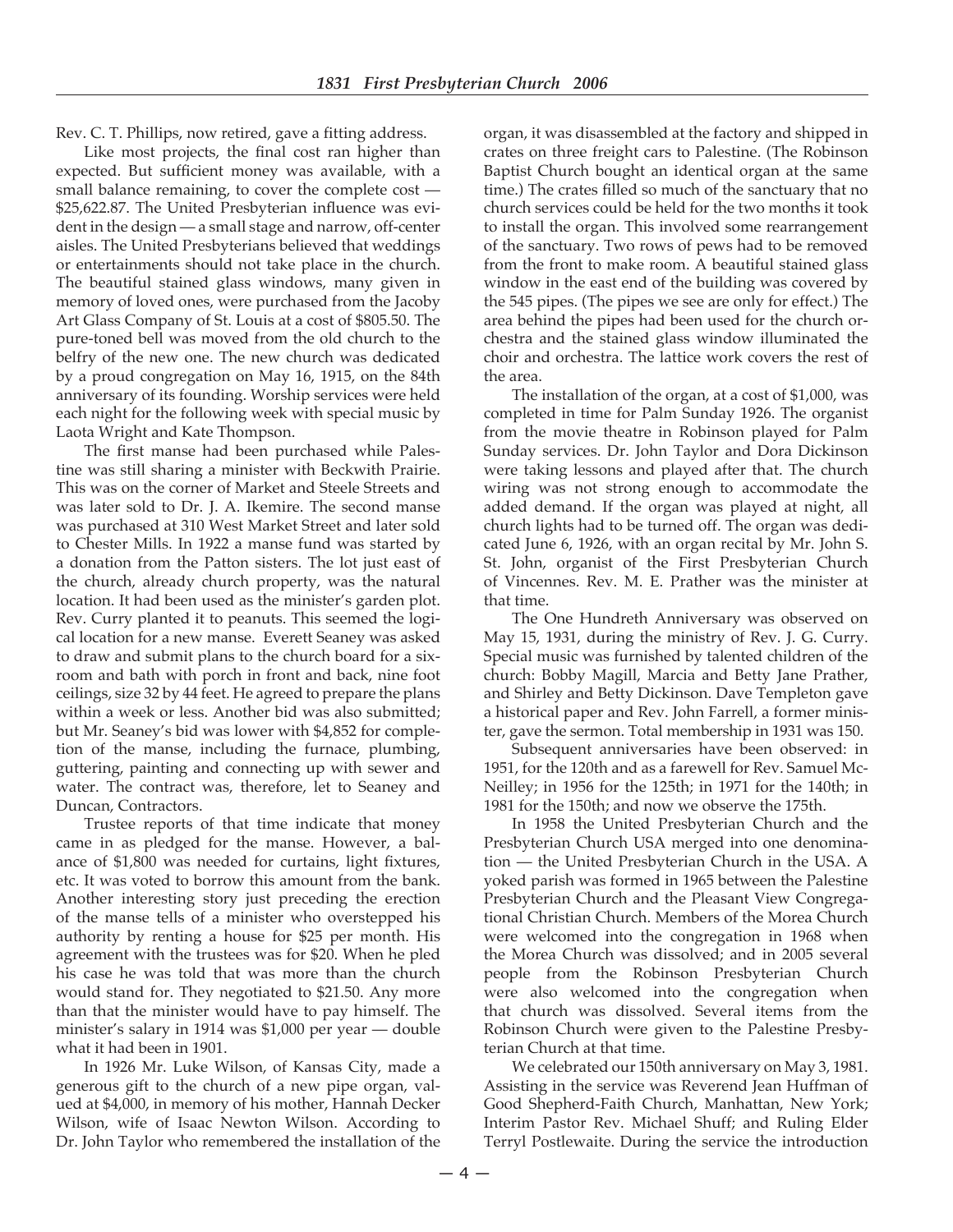Rev. C. T. Phillips, now retired, gave a fitting address.

Like most projects, the final cost ran higher than expected. But sufficient money was available, with a small balance remaining, to cover the complete cost — $25,622.87. The United Presbyterian influence was evident in the design — a small stage and narrow, off-center aisles. The United Presbyterians believed that weddings or entertainments should not take place in the church. The beautiful stained glass windows, many given in memory of loved ones, were purchased from the Jacoby Art Glass Company of St. Louis at a cost of $805.50. The pure-toned bell was moved from the old church to the belfry of the new one. The new church was dedicated by a proud congregation on May 16, 1915, on the 84th anniversary of its founding. Worship services were held each night for the following week with special music by Laota Wright and Kate Thompson.

The first manse had been purchased while Palestine was still sharing a minister with Beckwith Prairie. This was on the corner of Market and Steele Streets and was later sold to Dr. J. A. Ikemire. The second manse was purchased at 310 West Market Street and later sold to Chester Mills. In 1922 a manse fund was started by a donation from the Patton sisters. The lot just east of the church, already church property, was the natural location. It had been used as the minister's garden plot. Rev. Curry planted it to peanuts. This seemed the logical location for a new manse. Everett Seaney was asked to draw and submit plans to the church board for a six-room and bath with porch in front and back, nine foot ceilings, size 32 by 44 feet. He agreed to prepare the plans within a week or less. Another bid was also submitted; but Mr. Seaney's bid was lower with $4,852 for completion of the manse, including the furnace, plumbing, guttering, painting and connecting up with sewer and water. The contract was, therefore, let to Seaney and Duncan, Contractors.

Trustee reports of that time indicate that money came in as pledged for the manse. However, a balance of $1,800 was needed for curtains, light fixtures, etc. It was voted to borrow this amount from the bank. Another interesting story just preceding the erection of the manse tells of a minister who overstepped his authority by renting a house for $25 per month. His agreement with the trustees was for $20. When he pled his case he was told that was more than the church would stand for. They negotiated to $21.50. Any more than that the minister would have to pay himself. The minister's salary in 1914 was $1,000 per year — double what it had been in 1901.

In 1926 Mr. Luke Wilson, of Kansas City, made a generous gift to the church of a new pipe organ, valued at $4,000, in memory of his mother, Hannah Decker Wilson, wife of Isaac Newton Wilson. According to Dr. John Taylor who remembered the installation of the organ, it was disassembled at the factory and shipped in crates on three freight cars to Palestine. (The Robinson Baptist Church bought an identical organ at the same time.) The crates filled so much of the sanctuary that no church services could be held for the two months it took to install the organ. This involved some rearrangement of the sanctuary. Two rows of pews had to be removed from the front to make room. A beautiful stained glass window in the east end of the building was covered by the 545 pipes. (The pipes we see are only for effect.) The area behind the pipes had been used for the church orchestra and the stained glass window illuminated the choir and orchestra. The lattice work covers the rest of the area.

The installation of the organ, at a cost of $1,000, was completed in time for Palm Sunday 1926. The organist from the movie theatre in Robinson played for Palm Sunday services. Dr. John Taylor and Dora Dickinson were taking lessons and played after that. The church wiring was not strong enough to accommodate the added demand. If the organ was played at night, all church lights had to be turned off. The organ was dedicated June 6, 1926, with an organ recital by Mr. John S. St. John, organist of the First Presbyterian Church of Vincennes. Rev. M. E. Prather was the minister at that time.

The One Hundreth Anniversary was observed on May 15, 1931, during the ministry of Rev. J. G. Curry. Special music was furnished by talented children of the church: Bobby Magill, Marcia and Betty Jane Prather, and Shirley and Betty Dickinson. Dave Templeton gave a historical paper and Rev. John Farrell, a former minister, gave the sermon. Total membership in 1931 was 150.

Subsequent anniversaries have been observed: in 1951, for the 120th and as a farewell for Rev. Samuel McNeilley; in 1956 for the 125th; in 1971 for the 140th; in 1981 for the 150th; and now we observe the 175th.

In 1958 the United Presbyterian Church and the Presbyterian Church USA merged into one denomination — the United Presbyterian Church in the USA. A yoked parish was formed in 1965 between the Palestine Presbyterian Church and the Pleasant View Congregational Christian Church. Members of the Morea Church were welcomed into the congregation in 1968 when the Morea Church was dissolved; and in 2005 several people from the Robinson Presbyterian Church were also welcomed into the congregation when that church was dissolved. Several items from the Robinson Church were given to the Palestine Presbyterian Church at that time.

We celebrated our 150th anniversary on May 3, 1981. Assisting in the service was Reverend Jean Huffman of Good Shepherd-Faith Church, Manhattan, New York; Interim Pastor Rev. Michael Shuff; and Ruling Elder Terryl Postlewaite. During the service the introduction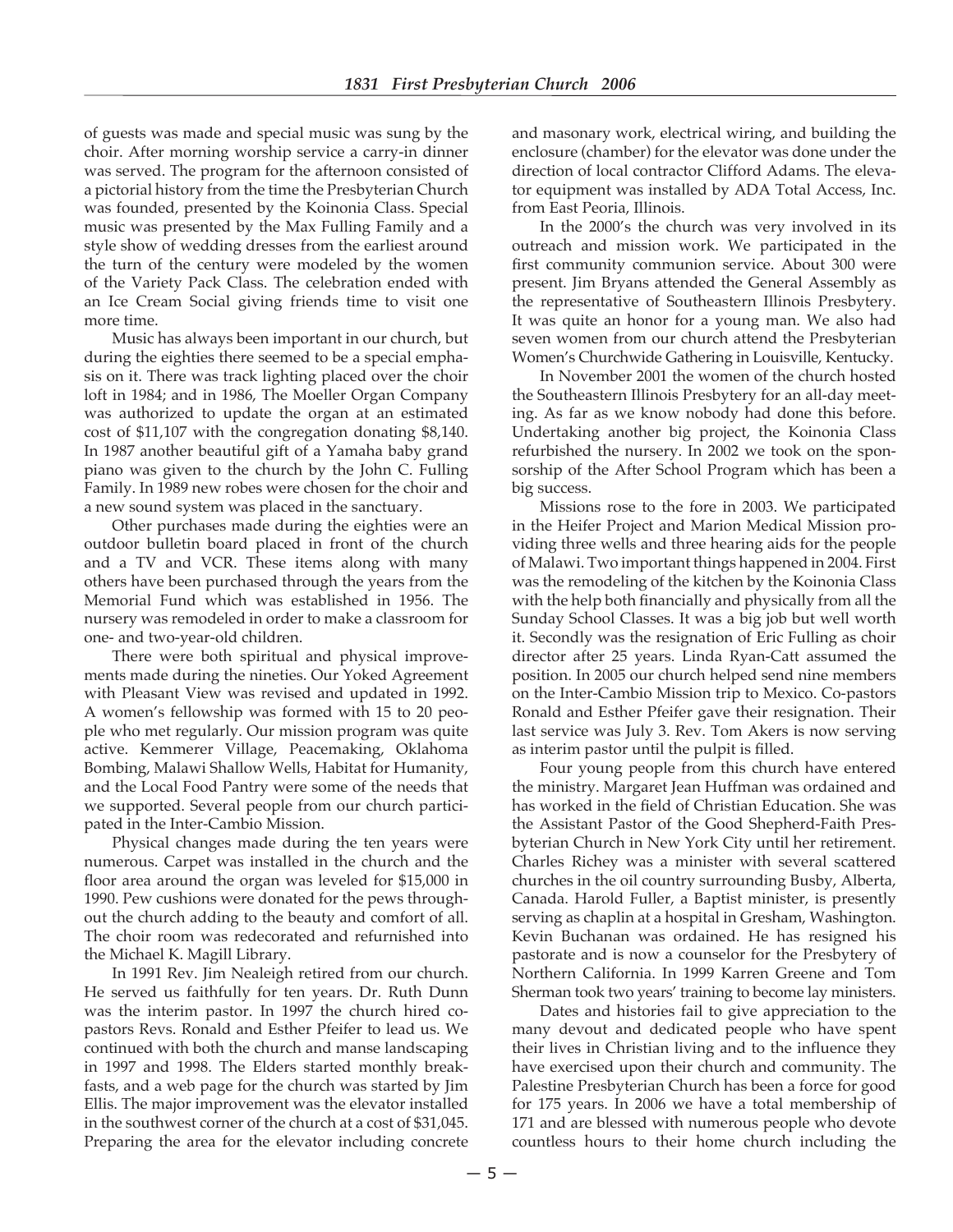of guests was made and special music was sung by the choir. After morning worship service a carry-in dinner was served. The program for the afternoon consisted of a pictorial history from the time the Presbyterian Church was founded, presented by the Koinonia Class. Special music was presented by the Max Fulling Family and a style show of wedding dresses from the earliest around the turn of the century were modeled by the women of the Variety Pack Class. The celebration ended with an Ice Cream Social giving friends time to visit one more time.

Music has always been important in our church, but during the eighties there seemed to be a special emphasis on it. There was track lighting placed over the choir loft in 1984; and in 1986, The Moeller Organ Company was authorized to update the organ at an estimated cost of $11,107 with the congregation donating $8,140. In 1987 another beautiful gift of a Yamaha baby grand piano was given to the church by the John C. Fulling Family. In 1989 new robes were chosen for the choir and a new sound system was placed in the sanctuary.

Other purchases made during the eighties were an outdoor bulletin board placed in front of the church and a TV and VCR. These items along with many others have been purchased through the years from the Memorial Fund which was established in 1956. The nursery was remodeled in order to make a classroom for one- and two-year-old children.

There were both spiritual and physical improvements made during the nineties. Our Yoked Agreement with Pleasant View was revised and updated in 1992. A women's fellowship was formed with 15 to 20 people who met regularly. Our mission program was quite active. Kemmerer Village, Peacemaking, Oklahoma Bombing, Malawi Shallow Wells, Habitat for Humanity, and the Local Food Pantry were some of the needs that we supported. Several people from our church participated in the Inter-Cambio Mission.

Physical changes made during the ten years were numerous. Carpet was installed in the church and the floor area around the organ was leveled for $15,000 in 1990. Pew cushions were donated for the pews throughout the church adding to the beauty and comfort of all. The choir room was redecorated and refurnished into the Michael K. Magill Library.

In 1991 Rev. Jim Nealeigh retired from our church. He served us faithfully for ten years. Dr. Ruth Dunn was the interim pastor. In 1997 the church hired co-pastors Revs. Ronald and Esther Pfeifer to lead us. We continued with both the church and manse landscaping in 1997 and 1998. The Elders started monthly breakfasts, and a web page for the church was started by Jim Ellis. The major improvement was the elevator installed in the southwest corner of the church at a cost of $31,045. Preparing the area for the elevator including concrete and masonary work, electrical wiring, and building the enclosure (chamber) for the elevator was done under the direction of local contractor Clifford Adams. The elevator equipment was installed by ADA Total Access, Inc. from East Peoria, Illinois.

In the 2000's the church was very involved in its outreach and mission work. We participated in the first community communion service. About 300 were present. Jim Bryans attended the General Assembly as the representative of Southeastern Illinois Presbytery. It was quite an honor for a young man. We also had seven women from our church attend the Presbyterian Women's Churchwide Gathering in Louisville, Kentucky.

In November 2001 the women of the church hosted the Southeastern Illinois Presbytery for an all-day meeting. As far as we know nobody had done this before. Undertaking another big project, the Koinonia Class refurbished the nursery. In 2002 we took on the sponsorship of the After School Program which has been a big success.

Missions rose to the fore in 2003. We participated in the Heifer Project and Marion Medical Mission providing three wells and three hearing aids for the people of Malawi. Two important things happened in 2004. First was the remodeling of the kitchen by the Koinonia Class with the help both financially and physically from all the Sunday School Classes. It was a big job but well worth it. Secondly was the resignation of Eric Fulling as choir director after 25 years. Linda Ryan-Catt assumed the position. In 2005 our church helped send nine members on the Inter-Cambio Mission trip to Mexico. Co-pastors Ronald and Esther Pfeifer gave their resignation. Their last service was July 3. Rev. Tom Akers is now serving as interim pastor until the pulpit is filled.

Four young people from this church have entered the ministry. Margaret Jean Huffman was ordained and has worked in the field of Christian Education. She was the Assistant Pastor of the Good Shepherd-Faith Presbyterian Church in New York City until her retirement. Charles Richey was a minister with several scattered churches in the oil country surrounding Busby, Alberta, Canada. Harold Fuller, a Baptist minister, is presently serving as chaplin at a hospital in Gresham, Washington. Kevin Buchanan was ordained. He has resigned his pastorate and is now a counselor for the Presbytery of Northern California. In 1999 Karren Greene and Tom Sherman took two years' training to become lay ministers.

Dates and histories fail to give appreciation to the many devout and dedicated people who have spent their lives in Christian living and to the influence they have exercised upon their church and community. The Palestine Presbyterian Church has been a force for good for 175 years. In 2006 we have a total membership of 171 and are blessed with numerous people who devote countless hours to their home church including the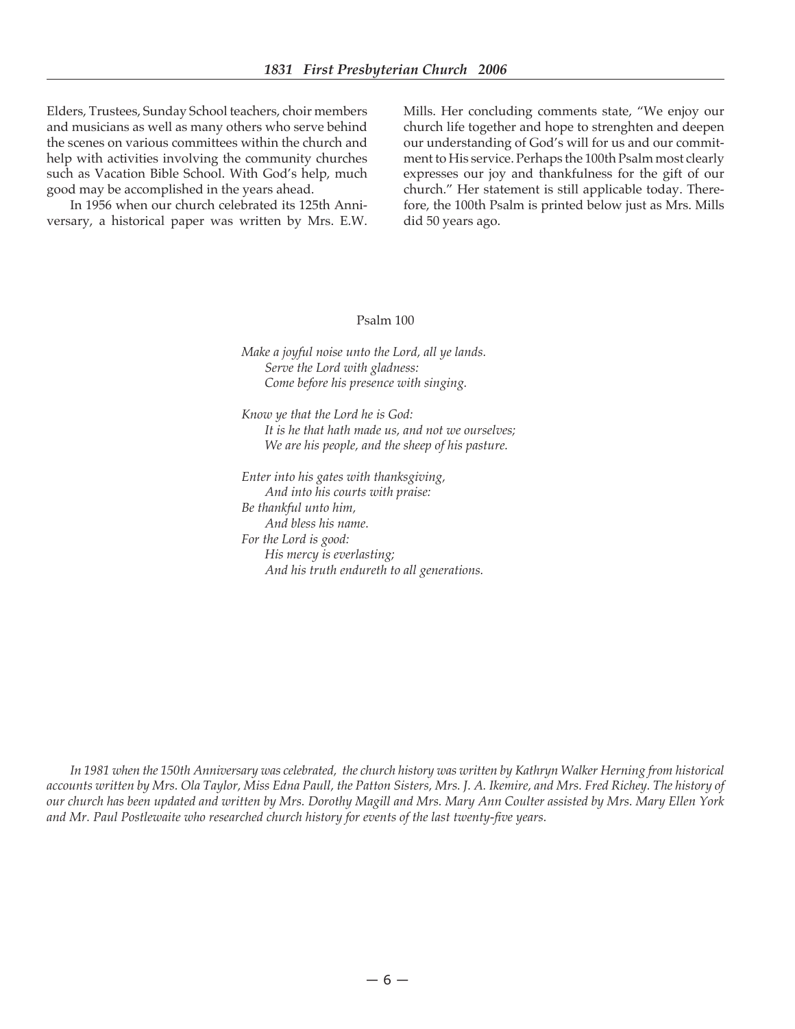Elders, Trustees, Sunday School teachers, choir members and musicians as well as many others who serve behind the scenes on various committees within the church and help with activities involving the community churches such as Vacation Bible School. With God's help, much good may be accomplished in the years ahead.

In 1956 when our church celebrated its 125th Anniversary, a historical paper was written by Mrs. E.W. Mills. Her concluding comments state, "We enjoy our church life together and hope to strenghten and deepen our understanding of God's will for us and our commitment to His service. Perhaps the 100th Psalm most clearly expresses our joy and thankfulness for the gift of our church." Her statement is still applicable today. Therefore, the 100th Psalm is printed below just as Mrs. Mills did 50 years ago.

Psalm 100

*Make a joyful noise unto the Lord, all ye lands.*
*Serve the Lord with gladness:*
*Come before his presence with singing.*

*Know ye that the Lord he is God:*
*It is he that hath made us, and not we ourselves;*
*We are his people, and the sheep of his pasture.*

*Enter into his gates with thanksgiving,*
*And into his courts with praise:*
*Be thankful unto him,*
*And bless his name.*
*For the Lord is good:*
*His mercy is everlasting;*
*And his truth endureth to all generations.*

*In 1981 when the 150th Anniversary was celebrated, the church history was written by Kathryn Walker Herning from historical accounts written by Mrs. Ola Taylor, Miss Edna Paull, the Patton Sisters, Mrs. J. A. Ikemire, and Mrs. Fred Richey. The history of our church has been updated and written by Mrs. Dorothy Magill and Mrs. Mary Ann Coulter assisted by Mrs. Mary Ellen York and Mr. Paul Postlewaite who researched church history for events of the last twenty-five years.*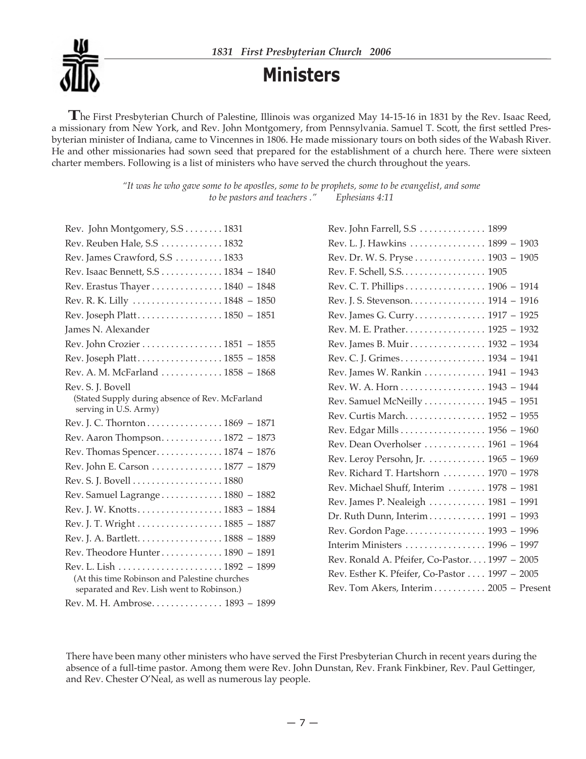# Ministers

**T**he First Presbyterian Church of Palestine, Illinois was organized May 14-15-16 in 1831 by the Rev. Isaac Reed, a missionary from New York, and Rev. John Montgomery, from Pennsylvania. Samuel T. Scott, the first settled Presbyterian minister of Indiana, came to Vincennes in 1806. He made missionary tours on both sides of the Wabash River. He and other missionaries had sown seed that prepared for the establishment of a church here. There were sixteen charter members. Following is a list of ministers who have served the church throughout the years.

*"It was he who gave some to be apostles, some to be prophets, some to be evangelist, and some to be pastors and teachers ." Ephesians 4:11*

- Rev. John Montgomery, S.S . . . . . . . . 1831
- Rev. Reuben Hale, S.S . . . . . . . . . . . . 1832
- Rev. James Crawford, S.S . . . . . . . . . . 1833
- Rev. Isaac Bennett, S.S . . . . . . . . . . . . 1834 – 1840
- Rev. Erastus Thayer . . . . . . . . . . . . . . 1840 – 1848
- Rev. R. K. Lilly . . . . . . . . . . . . . . . . . . 1848 – 1850
- Rev. Joseph Platt . . . . . . . . . . . . . . . . . 1850 – 1851
- James N. Alexander
- Rev. John Crozier . . . . . . . . . . . . . . . . 1851 – 1855
- Rev. Joseph Platt . . . . . . . . . . . . . . . . . 1855 – 1858
- Rev. A. M. McFarland . . . . . . . . . . . . 1858 – 1868
- Rev. S. J. Bovell
  (Stated Supply during absence of Rev. McFarland serving in U.S. Army)
- Rev. J. C. Thornton . . . . . . . . . . . . . . . 1869 – 1871
- Rev. Aaron Thompson . . . . . . . . . . . . 1872 – 1873
- Rev. Thomas Spencer . . . . . . . . . . . . . 1874 – 1876
- Rev. John E. Carson . . . . . . . . . . . . . . 1877 – 1879
- Rev. S. J. Bovell . . . . . . . . . . . . . . . . . . 1880
- Rev. Samuel Lagrange . . . . . . . . . . . . 1880 – 1882
- Rev. J. W. Knotts . . . . . . . . . . . . . . . . . 1883 – 1884
- Rev. J. T. Wright . . . . . . . . . . . . . . . . . 1885 – 1887
- Rev. J. A. Bartlett . . . . . . . . . . . . . . . . . 1888 – 1889
- Rev. Theodore Hunter . . . . . . . . . . . . 1890 – 1891
- Rev. L. Lish . . . . . . . . . . . . . . . . . . . . . 1892 – 1899
  (At this time Robinson and Palestine churches separated and Rev. Lish went to Robinson.)
- Rev. M. H. Ambrose . . . . . . . . . . . . . . 1893 – 1899
- Rev. John Farrell, S.S . . . . . . . . . . . . . 1899
- Rev. L. J. Hawkins . . . . . . . . . . . . . . . 1899 – 1903
- Rev. Dr. W. S. Pryse . . . . . . . . . . . . . . 1903 – 1905
- Rev. F. Schell, S.S. . . . . . . . . . . . . . . . . 1905
- Rev. C. T. Phillips . . . . . . . . . . . . . . . . 1906 – 1914
- Rev. J. S. Stevenson . . . . . . . . . . . . . . . 1914 – 1916
- Rev. James G. Curry . . . . . . . . . . . . . . 1917 – 1925
- Rev. M. E. Prather . . . . . . . . . . . . . . . . 1925 – 1932
- Rev. James B. Muir . . . . . . . . . . . . . . . 1932 – 1934
- Rev. C. J. Grimes . . . . . . . . . . . . . . . . . 1934 – 1941
- Rev. James W. Rankin . . . . . . . . . . . . 1941 – 1943
- Rev. W. A. Horn . . . . . . . . . . . . . . . . . 1943 – 1944
- Rev. Samuel McNeilly . . . . . . . . . . . . 1945 – 1951
- Rev. Curtis March . . . . . . . . . . . . . . . . 1952 – 1955
- Rev. Edgar Mills . . . . . . . . . . . . . . . . . 1956 – 1960
- Rev. Dean Overholser . . . . . . . . . . . . 1961 – 1964
- Rev. Leroy Persohn, Jr. . . . . . . . . . . . 1965 – 1969
- Rev. Richard T. Hartshorn . . . . . . . . . 1970 – 1978
- Rev. Michael Shuff, Interim . . . . . . . . 1978 – 1981
- Rev. James P. Nealeigh . . . . . . . . . . . 1981 – 1991
- Dr. Ruth Dunn, Interim . . . . . . . . . . . 1991 – 1993
- Rev. Gordon Page . . . . . . . . . . . . . . . . 1993 – 1996
- Interim Ministers . . . . . . . . . . . . . . . . 1996 – 1997
- Rev. Ronald A. Pfeifer, Co-Pastor . . . . 1997 – 2005
- Rev. Esther K. Pfeifer, Co-Pastor . . . . 1997 – 2005
- Rev. Tom Akers, Interim . . . . . . . . . . . 2005 – Present

There have been many other ministers who have served the First Presbyterian Church in recent years during the absence of a full-time pastor. Among them were Rev. John Dunstan, Rev. Frank Finkbiner, Rev. Paul Gettinger, and Rev. Chester O'Neal, as well as numerous lay people.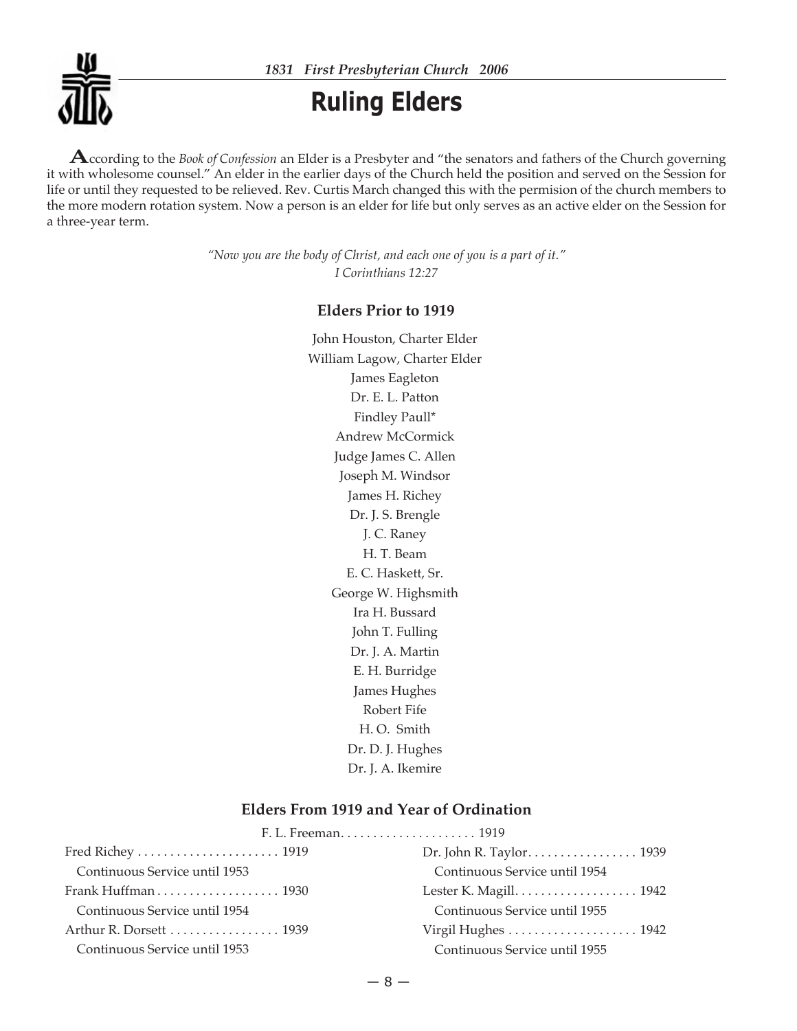# Ruling Elders

**A**ccording to the *Book of Confession* an Elder is a Presbyter and "the senators and fathers of the Church governing it with wholesome counsel." An elder in the earlier days of the Church held the position and served on the Session for life or until they requested to be relieved. Rev. Curtis March changed this with the permision of the church members to the more modern rotation system. Now a person is an elder for life but only serves as an active elder on the Session for a three-year term.

*"Now you are the body of Christ, and each one of you is a part of it."*
*I Corinthians 12:27*

### Elders Prior to 1919

John Houston, Charter Elder
William Lagow, Charter Elder
James Eagleton
Dr. E. L. Patton
Findley Paull*
Andrew McCormick
Judge James C. Allen
Joseph M. Windsor
James H. Richey
Dr. J. S. Brengle
J. C. Raney
H. T. Beam
E. C. Haskett, Sr.
George W. Highsmith
Ira H. Bussard
John T. Fulling
Dr. J. A. Martin
E. H. Burridge
James Hughes
Robert Fife
H. O. Smith
Dr. D. J. Hughes
Dr. J. A. Ikemire

### Elders From 1919 and Year of Ordination

F. L. Freeman. . . . . . . . . . . . . . . . . . . . . 1919

Fred Richey . . . . . . . . . . . . . . . . . . . . . . 1919
Continuous Service until 1953

Frank Huffman . . . . . . . . . . . . . . . . . . . 1930
Continuous Service until 1954

Arthur R. Dorsett . . . . . . . . . . . . . . . . . 1939
Continuous Service until 1953

Dr. John R. Taylor. . . . . . . . . . . . . . . . . 1939
Continuous Service until 1954

Lester K. Magill. . . . . . . . . . . . . . . . . . . 1942
Continuous Service until 1955

Virgil Hughes . . . . . . . . . . . . . . . . . . . . 1942
Continuous Service until 1955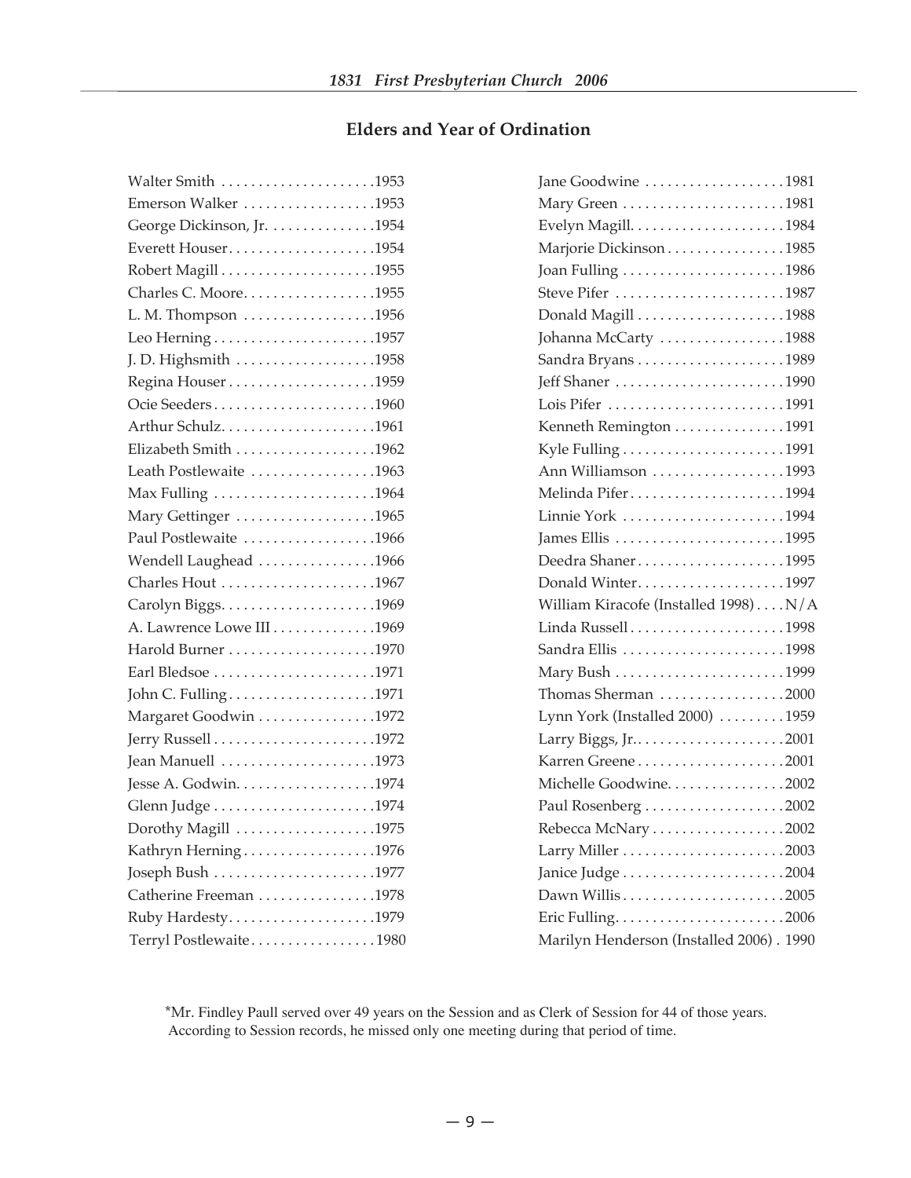## Elders and Year of Ordination

| Name | Year |
|---|---|
| Walter Smith | 1953 |
| Emerson Walker | 1953 |
| George Dickinson, Jr. | 1954 |
| Everett Houser | 1954 |
| Robert Magill | 1955 |
| Charles C. Moore | 1955 |
| L. M. Thompson | 1956 |
| Leo Herning | 1957 |
| J. D. Highsmith | 1958 |
| Regina Houser | 1959 |
| Ocie Seeders | 1960 |
| Arthur Schulz | 1961 |
| Elizabeth Smith | 1962 |
| Leath Postlewaite | 1963 |
| Max Fulling | 1964 |
| Mary Gettinger | 1965 |
| Paul Postlewaite | 1966 |
| Wendell Laughead | 1966 |
| Charles Hout | 1967 |
| Carolyn Biggs | 1969 |
| A. Lawrence Lowe III | 1969 |
| Harold Burner | 1970 |
| Earl Bledsoe | 1971 |
| John C. Fulling | 1971 |
| Margaret Goodwin | 1972 |
| Jerry Russell | 1972 |
| Jean Manuell | 1973 |
| Jesse A. Godwin | 1974 |
| Glenn Judge | 1974 |
| Dorothy Magill | 1975 |
| Kathryn Herning | 1976 |
| Joseph Bush | 1977 |
| Catherine Freeman | 1978 |
| Ruby Hardesty | 1979 |
| Terryl Postlewaite | 1980 |
| Jane Goodwine | 1981 |
| Mary Green | 1981 |
| Evelyn Magill | 1984 |
| Marjorie Dickinson | 1985 |
| Joan Fulling | 1986 |
| Steve Pifer | 1987 |
| Donald Magill | 1988 |
| Johanna McCarty | 1988 |
| Sandra Bryans | 1989 |
| Jeff Shaner | 1990 |
| Lois Pifer | 1991 |
| Kenneth Remington | 1991 |
| Kyle Fulling | 1991 |
| Ann Williamson | 1993 |
| Melinda Pifer | 1994 |
| Linnie York | 1994 |
| James Ellis | 1995 |
| Deedra Shaner | 1995 |
| Donald Winter | 1997 |
| William Kiracofe (Installed 1998) | N/A |
| Linda Russell | 1998 |
| Sandra Ellis | 1998 |
| Mary Bush | 1999 |
| Thomas Sherman | 2000 |
| Lynn York (Installed 2000) | 1959 |
| Larry Biggs, Jr. | 2001 |
| Karren Greene | 2001 |
| Michelle Goodwine | 2002 |
| Paul Rosenberg | 2002 |
| Rebecca McNary | 2002 |
| Larry Miller | 2003 |
| Janice Judge | 2004 |
| Dawn Willis | 2005 |
| Eric Fulling | 2006 |
| Marilyn Henderson (Installed 2006) | 1990 |

*Mr. Findley Paull served over 49 years on the Session and as Clerk of Session for 44 of those years. According to Session records, he missed only one meeting during that period of time.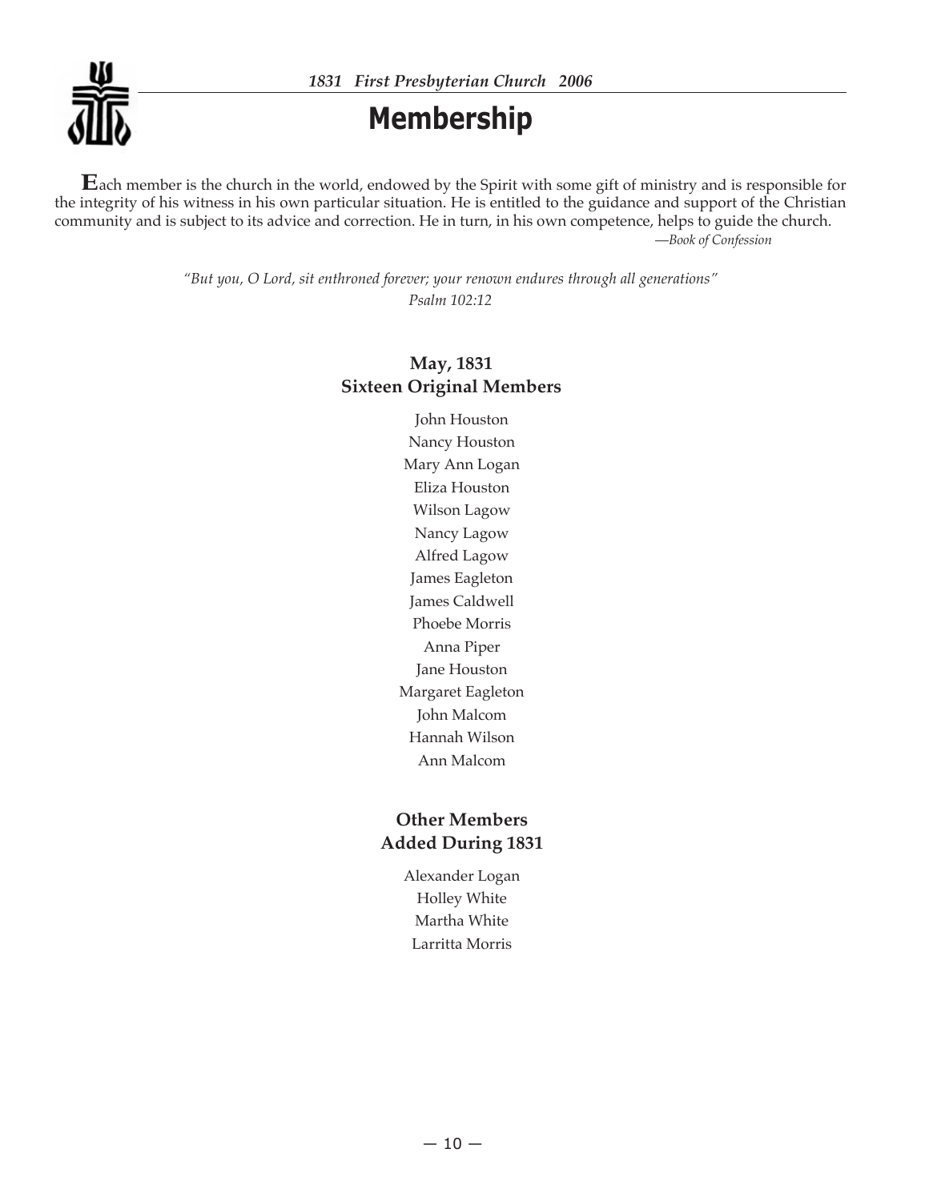# Membership

**E**ach member is the church in the world, endowed by the Spirit with some gift of ministry and is responsible for the integrity of his witness in his own particular situation. He is entitled to the guidance and support of the Christian community and is subject to its advice and correction. He in turn, in his own competence, helps to guide the church.

*—Book of Confession*

*"But you, O Lord, sit enthroned forever; your renown endures through all generations"*
*Psalm 102:12*

## May, 1831
## Sixteen Original Members

John Houston
Nancy Houston
Mary Ann Logan
Eliza Houston
Wilson Lagow
Nancy Lagow
Alfred Lagow
James Eagleton
James Caldwell
Phoebe Morris
Anna Piper
Jane Houston
Margaret Eagleton
John Malcom
Hannah Wilson
Ann Malcom

## Other Members
## Added During 1831

Alexander Logan
Holley White
Martha White
Larritta Morris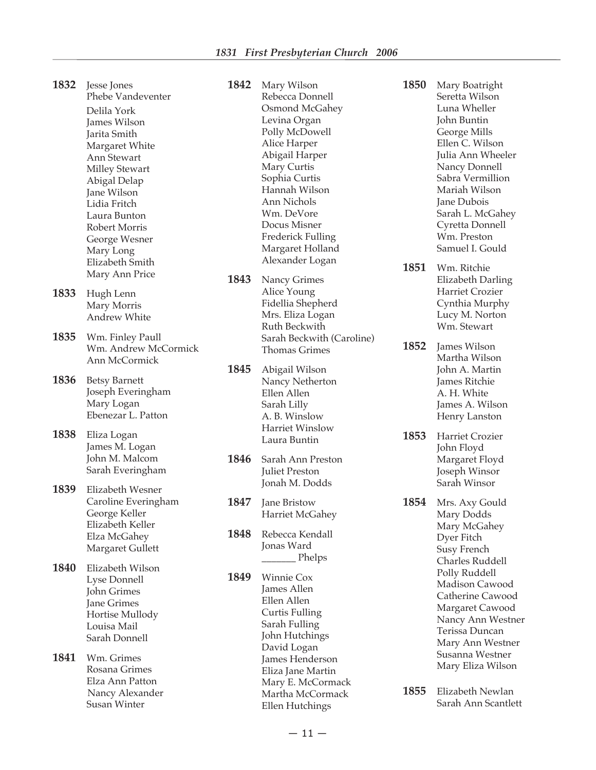**1832** Jesse Jones
Phebe Vandeventer
Delila York
James Wilson
Jarita Smith
Margaret White
Ann Stewart
Milley Stewart
Abigal Delap
Jane Wilson
Lidia Fritch
Laura Bunton
Robert Morris
George Wesner
Mary Long
Elizabeth Smith
Mary Ann Price

**1833** Hugh Lenn
Mary Morris
Andrew White

**1835** Wm. Finley Paull
Wm. Andrew McCormick
Ann McCormick

**1836** Betsy Barnett
Joseph Everingham
Mary Logan
Ebenezar L. Patton

**1838** Eliza Logan
James M. Logan
John M. Malcom
Sarah Everingham

**1839** Elizabeth Wesner
Caroline Everingham
George Keller
Elizabeth Keller
Elza McGahey
Margaret Gullett

**1840** Elizabeth Wilson
Lyse Donnell
John Grimes
Jane Grimes
Hortise Mullody
Louisa Mail
Sarah Donnell

**1841** Wm. Grimes
Rosana Grimes
Elza Ann Patton
Nancy Alexander
Susan Winter

**1842** Mary Wilson
Rebecca Donnell
Osmond McGahey
Levina Organ
Polly McDowell
Alice Harper
Abigail Harper
Mary Curtis
Sophia Curtis
Hannah Wilson
Ann Nichols
Wm. DeVore
Docus Misner
Frederick Fulling
Margaret Holland
Alexander Logan

**1843** Nancy Grimes
Alice Young
Fidellia Shepherd
Mrs. Eliza Logan
Ruth Beckwith
Sarah Beckwith (Caroline)
Thomas Grimes

**1845** Abigail Wilson
Nancy Netherton
Ellen Allen
Sarah Lilly
A. B. Winslow
Harriet Winslow
Laura Buntin

**1846** Sarah Ann Preston
Juliet Preston
Jonah M. Dodds

**1847** Jane Bristow
Harriet McGahey

**1848** Rebecca Kendall
Jonas Ward
_______ Phelps

**1849** Winnie Cox
James Allen
Ellen Allen
Curtis Fulling
Sarah Fulling
John Hutchings
David Logan
James Henderson
Eliza Jane Martin
Mary E. McCormack
Martha McCormack
Ellen Hutchings

**1850** Mary Boatright
Seretta Wilson
Luna Wheller
John Buntin
George Mills
Ellen C. Wilson
Julia Ann Wheeler
Nancy Donnell
Sabra Vermillion
Mariah Wilson
Jane Dubois
Sarah L. McGahey
Cyretta Donnell
Wm. Preston
Samuel I. Gould

**1851** Wm. Ritchie
Elizabeth Darling
Harriet Crozier
Cynthia Murphy
Lucy M. Norton
Wm. Stewart

**1852** James Wilson
Martha Wilson
John A. Martin
James Ritchie
A. H. White
James A. Wilson
Henry Lanston

**1853** Harriet Crozier
John Floyd
Margaret Floyd
Joseph Winsor
Sarah Winsor

**1854** Mrs. Axy Gould
Mary Dodds
Mary McGahey
Dyer Fitch
Susy French
Charles Ruddell
Polly Ruddell
Madison Cawood
Catherine Cawood
Margaret Cawood
Nancy Ann Westner
Terissa Duncan
Mary Ann Westner
Susanna Westner
Mary Eliza Wilson

**1855** Elizabeth Newlan
Sarah Ann Scantlett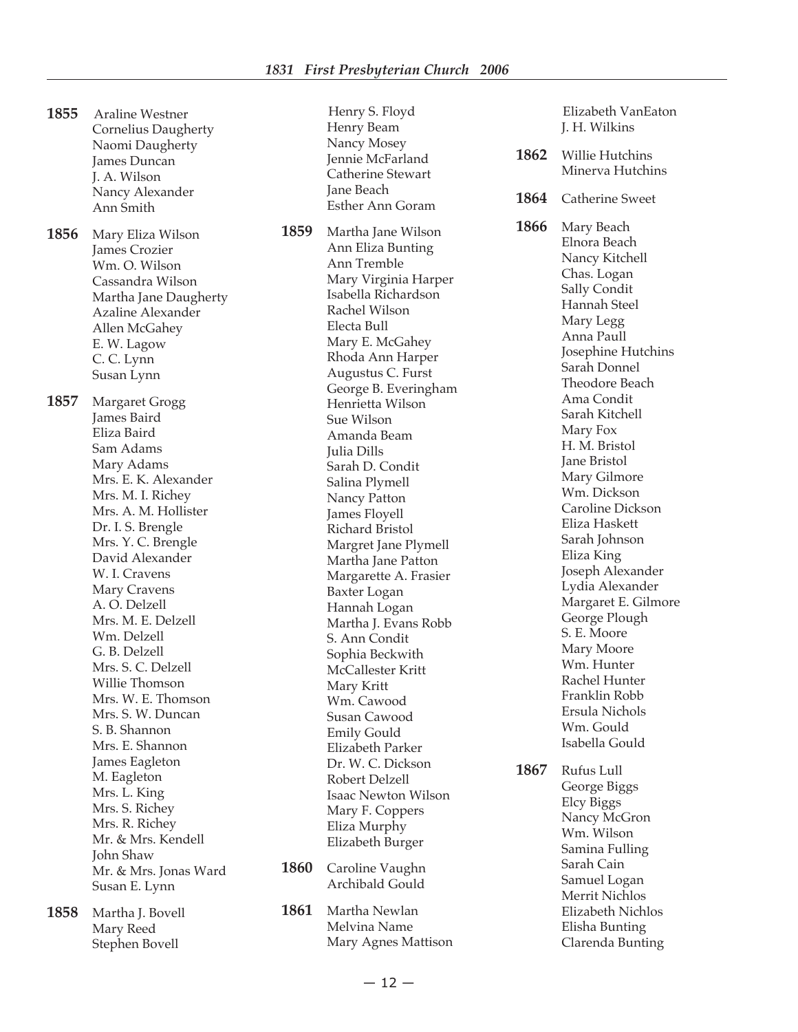**1855** Araline Westner
Cornelius Daugherty
Naomi Daugherty
James Duncan
J. A. Wilson
Nancy Alexander
Ann Smith

**1856** Mary Eliza Wilson
James Crozier
Wm. O. Wilson
Cassandra Wilson
Martha Jane Daugherty
Azaline Alexander
Allen McGahey
E. W. Lagow
C. C. Lynn
Susan Lynn

**1857** Margaret Grogg
James Baird
Eliza Baird
Sam Adams
Mary Adams
Mrs. E. K. Alexander
Mrs. M. I. Richey
Mrs. A. M. Hollister
Dr. I. S. Brengle
Mrs. Y. C. Brengle
David Alexander
W. I. Cravens
Mary Cravens
A. O. Delzell
Mrs. M. E. Delzell
Wm. Delzell
G. B. Delzell
Mrs. S. C. Delzell
Willie Thomson
Mrs. W. E. Thomson
Mrs. S. W. Duncan
S. B. Shannon
Mrs. E. Shannon
James Eagleton
M. Eagleton
Mrs. L. King
Mrs. S. Richey
Mrs. R. Richey
Mr. & Mrs. Kendell
John Shaw
Mr. & Mrs. Jonas Ward
Susan E. Lynn

**1858** Martha J. Bovell
Mary Reed
Stephen Bovell
Henry S. Floyd
Henry Beam
Nancy Mosey
Jennie McFarland
Catherine Stewart
Jane Beach
Esther Ann Goram

**1859** Martha Jane Wilson
Ann Eliza Bunting
Ann Tremble
Mary Virginia Harper
Isabella Richardson
Rachel Wilson
Electa Bull
Mary E. McGahey
Rhoda Ann Harper
Augustus C. Furst
George B. Everingham
Henrietta Wilson
Sue Wilson
Amanda Beam
Julia Dills
Sarah D. Condit
Salina Plymell
Nancy Patton
James Floyell
Richard Bristol
Margret Jane Plymell
Martha Jane Patton
Margarette A. Frasier
Baxter Logan
Hannah Logan
Martha J. Evans Robb
S. Ann Condit
Sophia Beckwith
McCallester Kritt
Mary Kritt
Wm. Cawood
Susan Cawood
Emily Gould
Elizabeth Parker
Dr. W. C. Dickson
Robert Delzell
Isaac Newton Wilson
Mary F. Coppers
Eliza Murphy
Elizabeth Burger

**1860** Caroline Vaughn
Archibald Gould

**1861** Martha Newlan
Melvina Name
Mary Agnes Mattison
Elizabeth VanEaton
J. H. Wilkins

**1862** Willie Hutchins
Minerva Hutchins

**1864** Catherine Sweet

**1866** Mary Beach
Elnora Beach
Nancy Kitchell
Chas. Logan
Sally Condit
Hannah Steel
Mary Legg
Anna Paull
Josephine Hutchins
Sarah Donnel
Theodore Beach
Ama Condit
Sarah Kitchell
Mary Fox
H. M. Bristol
Jane Bristol
Mary Gilmore
Wm. Dickson
Caroline Dickson
Eliza Haskett
Sarah Johnson
Eliza King
Joseph Alexander
Lydia Alexander
Margaret E. Gilmore
George Plough
S. E. Moore
Mary Moore
Wm. Hunter
Rachel Hunter
Franklin Robb
Ersula Nichols
Wm. Gould
Isabella Gould

**1867** Rufus Lull
George Biggs
Elcy Biggs
Nancy McGron
Wm. Wilson
Samina Fulling
Sarah Cain
Samuel Logan
Merrit Nichlos
Elizabeth Nichlos
Elisha Bunting
Clarenda Bunting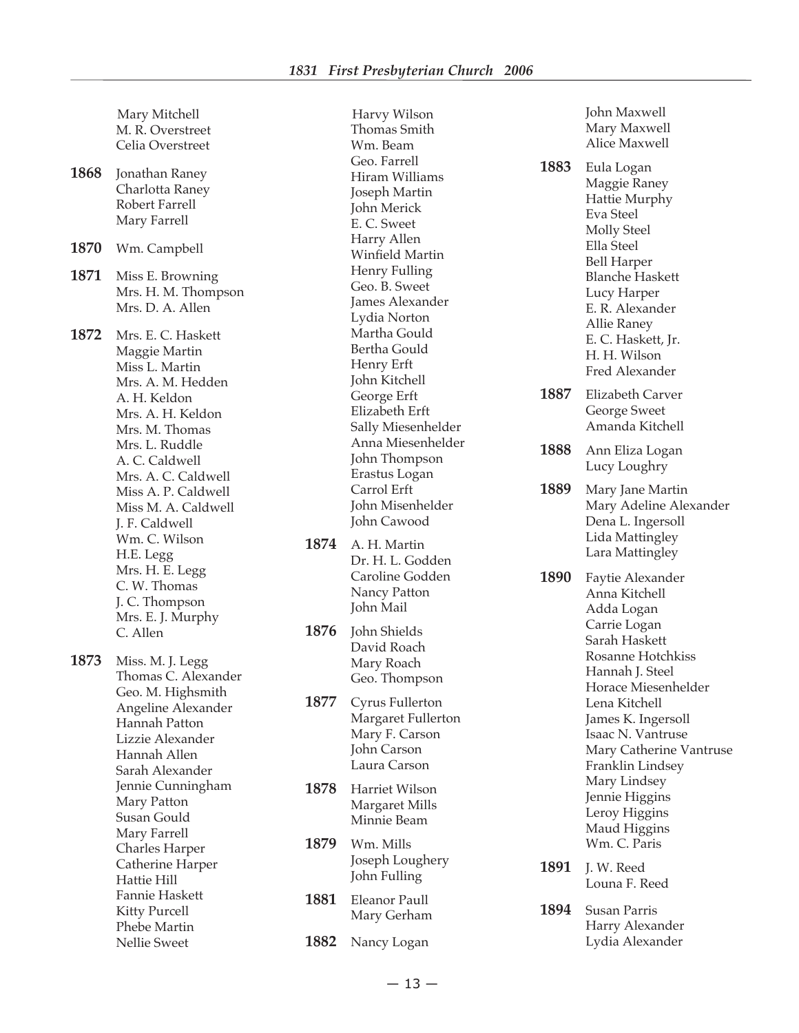Mary Mitchell
M. R. Overstreet
Celia Overstreet

**1868** Jonathan Raney
Charlotta Raney
Robert Farrell
Mary Farrell

**1870** Wm. Campbell

**1871** Miss E. Browning
Mrs. H. M. Thompson
Mrs. D. A. Allen

**1872** Mrs. E. C. Haskett
Maggie Martin
Miss L. Martin
Mrs. A. M. Hedden
A. H. Keldon
Mrs. A. H. Keldon
Mrs. M. Thomas
Mrs. L. Ruddle
A. C. Caldwell
Mrs. A. C. Caldwell
Miss A. P. Caldwell
Miss M. A. Caldwell
J. F. Caldwell
Wm. C. Wilson
H.E. Legg
Mrs. H. E. Legg
C. W. Thomas
J. C. Thompson
Mrs. E. J. Murphy
C. Allen

**1873** Miss. M. J. Legg
Thomas C. Alexander
Geo. M. Highsmith
Angeline Alexander
Hannah Patton
Lizzie Alexander
Hannah Allen
Sarah Alexander
Jennie Cunningham
Mary Patton
Susan Gould
Mary Farrell
Charles Harper
Catherine Harper
Hattie Hill
Fannie Haskett
Kitty Purcell
Phebe Martin
Nellie Sweet
Harvy Wilson
Thomas Smith
Wm. Beam
Geo. Farrell
Hiram Williams
Joseph Martin
John Merick
E. C. Sweet
Harry Allen
Winfield Martin
Henry Fulling
Geo. B. Sweet
James Alexander
Lydia Norton
Martha Gould
Bertha Gould
Henry Erft
John Kitchell
George Erft
Elizabeth Erft
Sally Miesenhelder
Anna Miesenhelder
John Thompson
Erastus Logan
Carrol Erft
John Misenhelder
John Cawood

**1874** A. H. Martin
Dr. H. L. Godden
Caroline Godden
Nancy Patton
John Mail

**1876** John Shields
David Roach
Mary Roach
Geo. Thompson

**1877** Cyrus Fullerton
Margaret Fullerton
Mary F. Carson
John Carson
Laura Carson

**1878** Harriet Wilson
Margaret Mills
Minnie Beam

**1879** Wm. Mills
Joseph Loughery
John Fulling

**1881** Eleanor Paull
Mary Gerham

**1882** Nancy Logan
John Maxwell
Mary Maxwell
Alice Maxwell

**1883** Eula Logan
Maggie Raney
Hattie Murphy
Eva Steel
Molly Steel
Ella Steel
Bell Harper
Blanche Haskett
Lucy Harper
E. R. Alexander
Allie Raney
E. C. Haskett, Jr.
H. H. Wilson
Fred Alexander

**1887** Elizabeth Carver
George Sweet
Amanda Kitchell

**1888** Ann Eliza Logan
Lucy Loughry

**1889** Mary Jane Martin
Mary Adeline Alexander
Dena L. Ingersoll
Lida Mattingley
Lara Mattingley

**1890** Faytie Alexander
Anna Kitchell
Adda Logan
Carrie Logan
Sarah Haskett
Rosanne Hotchkiss
Hannah J. Steel
Horace Miesenhelder
Lena Kitchell
James K. Ingersoll
Isaac N. Vantruse
Mary Catherine Vantruse
Franklin Lindsey
Mary Lindsey
Jennie Higgins
Leroy Higgins
Maud Higgins
Wm. C. Paris

**1891** J. W. Reed
Louna F. Reed

**1894** Susan Parris
Harry Alexander
Lydia Alexander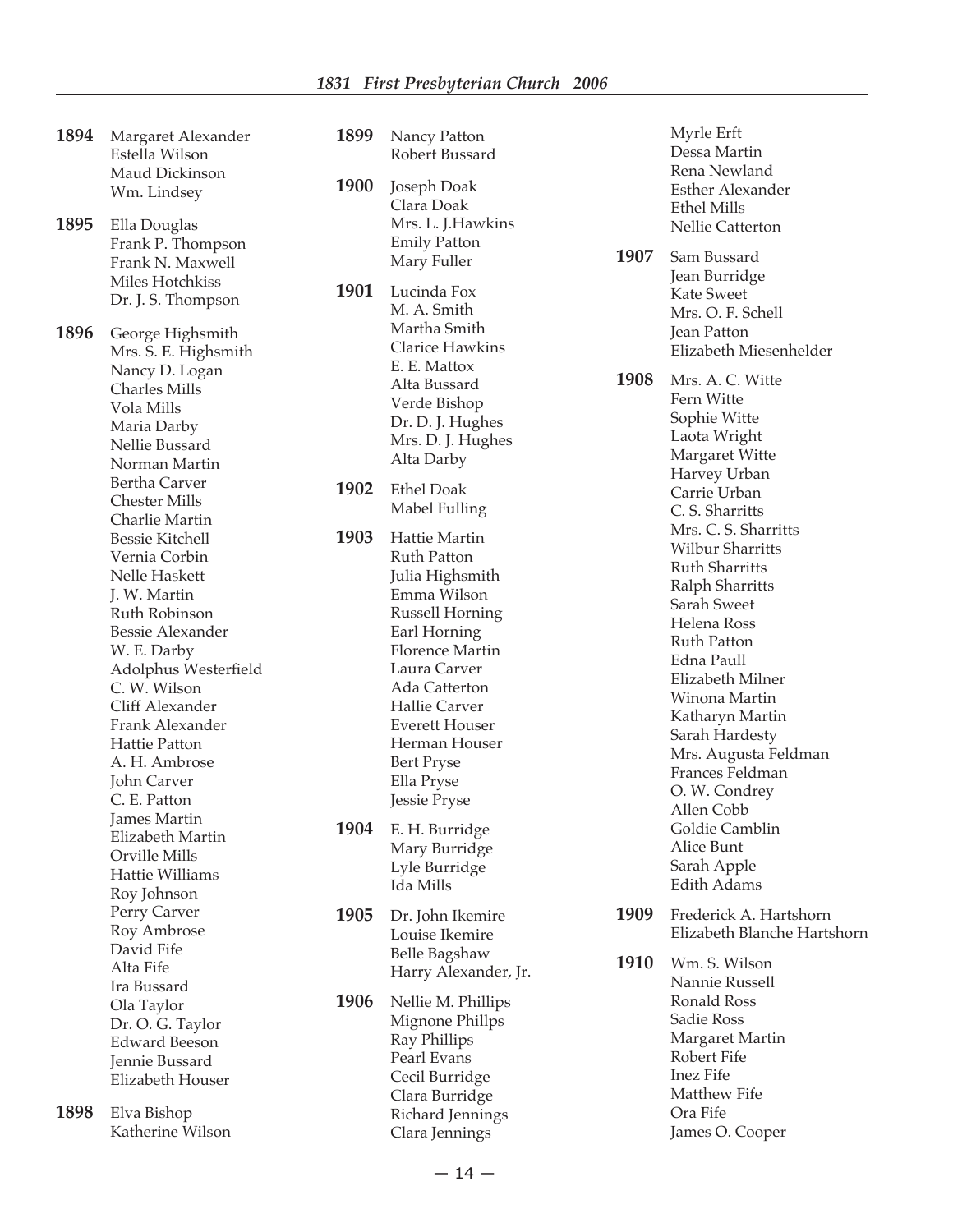**1894** Margaret Alexander
Estella Wilson
Maud Dickinson
Wm. Lindsey

**1895** Ella Douglas
Frank P. Thompson
Frank N. Maxwell
Miles Hotchkiss
Dr. J. S. Thompson

**1896** George Highsmith
Mrs. S. E. Highsmith
Nancy D. Logan
Charles Mills
Vola Mills
Maria Darby
Nellie Bussard
Norman Martin
Bertha Carver
Chester Mills
Charlie Martin
Bessie Kitchell
Vernia Corbin
Nelle Haskett
J. W. Martin
Ruth Robinson
Bessie Alexander
W. E. Darby
Adolphus Westerfield
C. W. Wilson
Cliff Alexander
Frank Alexander
Hattie Patton
A. H. Ambrose
John Carver
C. E. Patton
James Martin
Elizabeth Martin
Orville Mills
Hattie Williams
Roy Johnson
Perry Carver
Roy Ambrose
David Fife
Alta Fife
Ira Bussard
Ola Taylor
Dr. O. G. Taylor
Edward Beeson
Jennie Bussard
Elizabeth Houser

**1898** Elva Bishop
Katherine Wilson

**1899** Nancy Patton
Robert Bussard

**1900** Joseph Doak
Clara Doak
Mrs. L. J.Hawkins
Emily Patton
Mary Fuller

**1901** Lucinda Fox
M. A. Smith
Martha Smith
Clarice Hawkins
E. E. Mattox
Alta Bussard
Verde Bishop
Dr. D. J. Hughes
Mrs. D. J. Hughes
Alta Darby

**1902** Ethel Doak
Mabel Fulling

**1903** Hattie Martin
Ruth Patton
Julia Highsmith
Emma Wilson
Russell Horning
Earl Horning
Florence Martin
Laura Carver
Ada Catterton
Hallie Carver
Everett Houser
Herman Houser
Bert Pryse
Ella Pryse
Jessie Pryse

**1904** E. H. Burridge
Mary Burridge
Lyle Burridge
Ida Mills

**1905** Dr. John Ikemire
Louise Ikemire
Belle Bagshaw
Harry Alexander, Jr.

**1906** Nellie M. Phillips
Mignone Phillps
Ray Phillips
Pearl Evans
Cecil Burridge
Clara Burridge
Richard Jennings
Clara Jennings
Myrle Erft
Dessa Martin
Rena Newland
Esther Alexander
Ethel Mills
Nellie Catterton

**1907** Sam Bussard
Jean Burridge
Kate Sweet
Mrs. O. F. Schell
Jean Patton
Elizabeth Miesenhelder

**1908** Mrs. A. C. Witte
Fern Witte
Sophie Witte
Laota Wright
Margaret Witte
Harvey Urban
Carrie Urban
C. S. Sharritts
Mrs. C. S. Sharritts
Wilbur Sharritts
Ruth Sharritts
Ralph Sharritts
Sarah Sweet
Helena Ross
Ruth Patton
Edna Paull
Elizabeth Milner
Winona Martin
Katharyn Martin
Sarah Hardesty
Mrs. Augusta Feldman
Frances Feldman
O. W. Condrey
Allen Cobb
Goldie Camblin
Alice Bunt
Sarah Apple
Edith Adams

**1909** Frederick A. Hartshorn
Elizabeth Blanche Hartshorn

**1910** Wm. S. Wilson
Nannie Russell
Ronald Ross
Sadie Ross
Margaret Martin
Robert Fife
Inez Fife
Matthew Fife
Ora Fife
James O. Cooper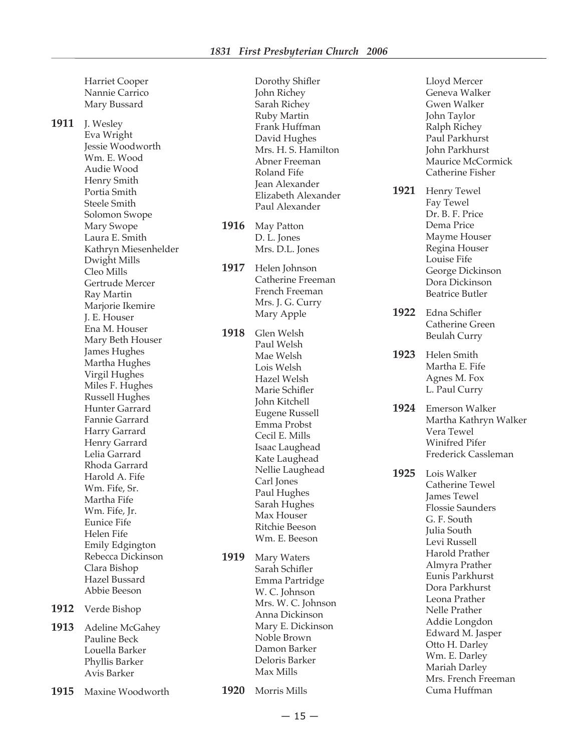Harriet Cooper
Nannie Carrico
Mary Bussard

**1911** J. Wesley
Eva Wright
Jessie Woodworth
Wm. E. Wood
Audie Wood
Henry Smith
Portia Smith
Steele Smith
Solomon Swope
Mary Swope
Laura E. Smith
Kathryn Miesenhelder
Dwight Mills
Cleo Mills
Gertrude Mercer
Ray Martin
Marjorie Ikemire
J. E. Houser
Ena M. Houser
Mary Beth Houser
James Hughes
Martha Hughes
Virgil Hughes
Miles F. Hughes
Russell Hughes
Hunter Garrard
Fannie Garrard
Harry Garrard
Henry Garrard
Lelia Garrard
Rhoda Garrard
Harold A. Fife
Wm. Fife, Sr.
Martha Fife
Wm. Fife, Jr.
Eunice Fife
Helen Fife
Emily Edgington
Rebecca Dickinson
Clara Bishop
Hazel Bussard
Abbie Beeson

**1912** Verde Bishop

**1913** Adeline McGahey
Pauline Beck
Louella Barker
Phyllis Barker
Avis Barker

**1915** Maxine Woodworth
Dorothy Shifler
John Richey
Sarah Richey
Ruby Martin
Frank Huffman
David Hughes
Mrs. H. S. Hamilton
Abner Freeman
Roland Fife
Jean Alexander
Elizabeth Alexander
Paul Alexander

**1916** May Patton
D. L. Jones
Mrs. D.L. Jones

**1917** Helen Johnson
Catherine Freeman
French Freeman
Mrs. J. G. Curry
Mary Apple

**1918** Glen Welsh
Paul Welsh
Mae Welsh
Lois Welsh
Hazel Welsh
Marie Schifler
John Kitchell
Eugene Russell
Emma Probst
Cecil E. Mills
Isaac Laughead
Kate Laughead
Nellie Laughead
Carl Jones
Paul Hughes
Sarah Hughes
Max Houser
Ritchie Beeson
Wm. E. Beeson

**1919** Mary Waters
Sarah Schifler
Emma Partridge
W. C. Johnson
Mrs. W. C. Johnson
Anna Dickinson
Mary E. Dickinson
Noble Brown
Damon Barker
Deloris Barker
Max Mills

**1920** Morris Mills
Lloyd Mercer
Geneva Walker
Gwen Walker
John Taylor
Ralph Richey
Paul Parkhurst
John Parkhurst
Maurice McCormick
Catherine Fisher

**1921** Henry Tewel
Fay Tewel
Dr. B. F. Price
Dema Price
Mayme Houser
Regina Houser
Louise Fife
George Dickinson
Dora Dickinson
Beatrice Butler

**1922** Edna Schifler
Catherine Green
Beulah Curry

**1923** Helen Smith
Martha E. Fife
Agnes M. Fox
L. Paul Curry

**1924** Emerson Walker
Martha Kathryn Walker
Vera Tewel
Winifred Pifer
Frederick Cassleman

**1925** Lois Walker
Catherine Tewel
James Tewel
Flossie Saunders
G. F. South
Julia South
Levi Russell
Harold Prather
Almyra Prather
Eunis Parkhurst
Dora Parkhurst
Leona Prather
Nelle Prather
Addie Longdon
Edward M. Jasper
Otto H. Darley
Wm. E. Darley
Mariah Darley
Mrs. French Freeman
Cuma Huffman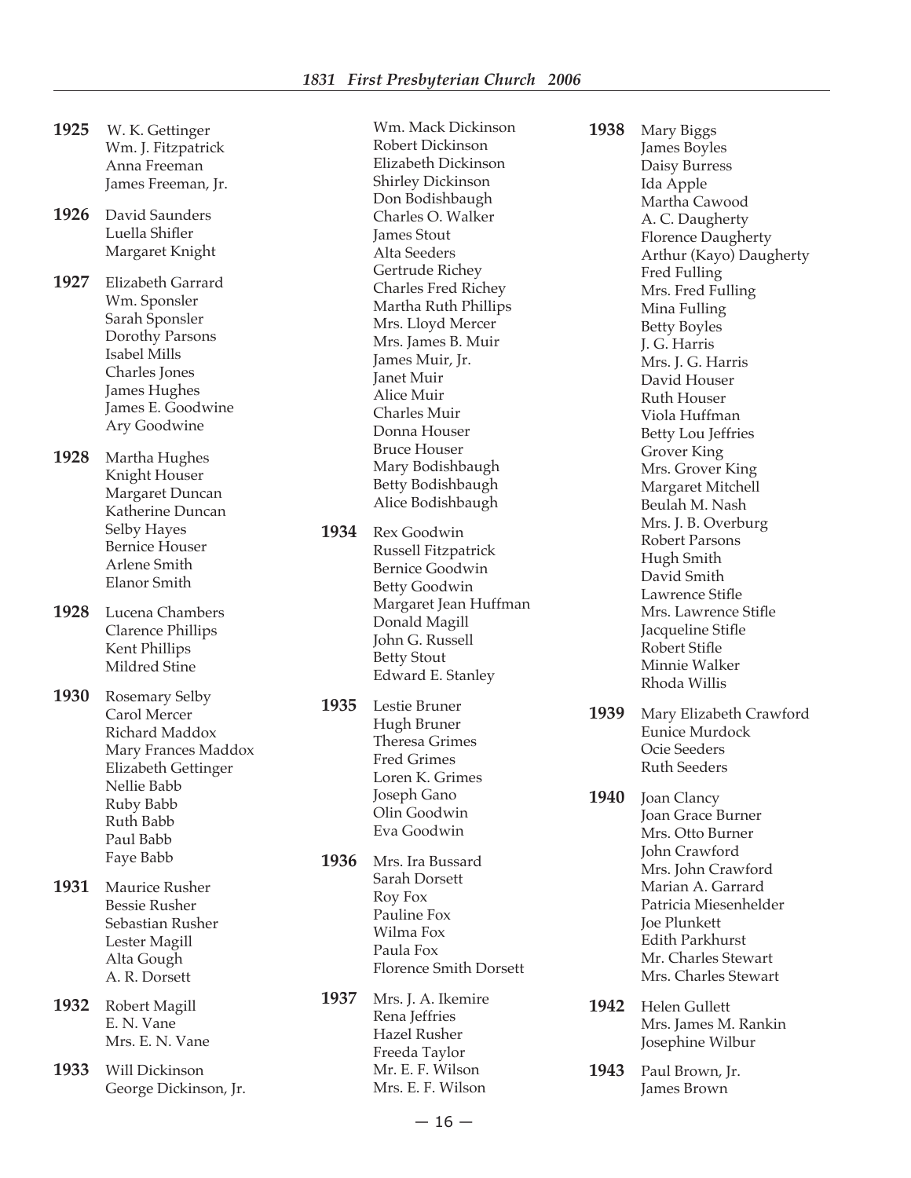**1925** W. K. Gettinger
Wm. J. Fitzpatrick
Anna Freeman
James Freeman, Jr.

**1926** David Saunders
Luella Shifler
Margaret Knight

**1927** Elizabeth Garrard
Wm. Sponsler
Sarah Sponsler
Dorothy Parsons
Isabel Mills
Charles Jones
James Hughes
James E. Goodwine
Ary Goodwine

**1928** Martha Hughes
Knight Houser
Margaret Duncan
Katherine Duncan
Selby Hayes
Bernice Houser
Arlene Smith
Elanor Smith

**1928** Lucena Chambers
Clarence Phillips
Kent Phillips
Mildred Stine

**1930** Rosemary Selby
Carol Mercer
Richard Maddox
Mary Frances Maddox
Elizabeth Gettinger
Nellie Babb
Ruby Babb
Ruth Babb
Paul Babb
Faye Babb

**1931** Maurice Rusher
Bessie Rusher
Sebastian Rusher
Lester Magill
Alta Gough
A. R. Dorsett

**1932** Robert Magill
E. N. Vane
Mrs. E. N. Vane

**1933** Will Dickinson
George Dickinson, Jr.
Wm. Mack Dickinson
Robert Dickinson
Elizabeth Dickinson
Shirley Dickinson
Don Bodishbaugh
Charles O. Walker
James Stout
Alta Seeders
Gertrude Richey
Charles Fred Richey
Martha Ruth Phillips
Mrs. Lloyd Mercer
Mrs. James B. Muir
James Muir, Jr.
Janet Muir
Alice Muir
Charles Muir
Donna Houser
Bruce Houser
Mary Bodishbaugh
Betty Bodishbaugh
Alice Bodishbaugh

**1934** Rex Goodwin
Russell Fitzpatrick
Bernice Goodwin
Betty Goodwin
Margaret Jean Huffman
Donald Magill
John G. Russell
Betty Stout
Edward E. Stanley

**1935** Lestie Bruner
Hugh Bruner
Theresa Grimes
Fred Grimes
Loren K. Grimes
Joseph Gano
Olin Goodwin
Eva Goodwin

**1936** Mrs. Ira Bussard
Sarah Dorsett
Roy Fox
Pauline Fox
Wilma Fox
Paula Fox
Florence Smith Dorsett

**1937** Mrs. J. A. Ikemire
Rena Jeffries
Hazel Rusher
Freeda Taylor
Mr. E. F. Wilson
Mrs. E. F. Wilson

**1938** Mary Biggs
James Boyles
Daisy Burress
Ida Apple
Martha Cawood
A. C. Daugherty
Florence Daugherty
Arthur (Kayo) Daugherty
Fred Fulling
Mrs. Fred Fulling
Mina Fulling
Betty Boyles
J. G. Harris
Mrs. J. G. Harris
David Houser
Ruth Houser
Viola Huffman
Betty Lou Jeffries
Grover King
Mrs. Grover King
Margaret Mitchell
Beulah M. Nash
Mrs. J. B. Overburg
Robert Parsons
Hugh Smith
David Smith
Lawrence Stifle
Mrs. Lawrence Stifle
Jacqueline Stifle
Robert Stifle
Minnie Walker
Rhoda Willis

**1939** Mary Elizabeth Crawford
Eunice Murdock
Ocie Seeders
Ruth Seeders

**1940** Joan Clancy
Joan Grace Burner
Mrs. Otto Burner
John Crawford
Mrs. John Crawford
Marian A. Garrard
Patricia Miesenhelder
Joe Plunkett
Edith Parkhurst
Mr. Charles Stewart
Mrs. Charles Stewart

**1942** Helen Gullett
Mrs. James M. Rankin
Josephine Wilbur

**1943** Paul Brown, Jr.
James Brown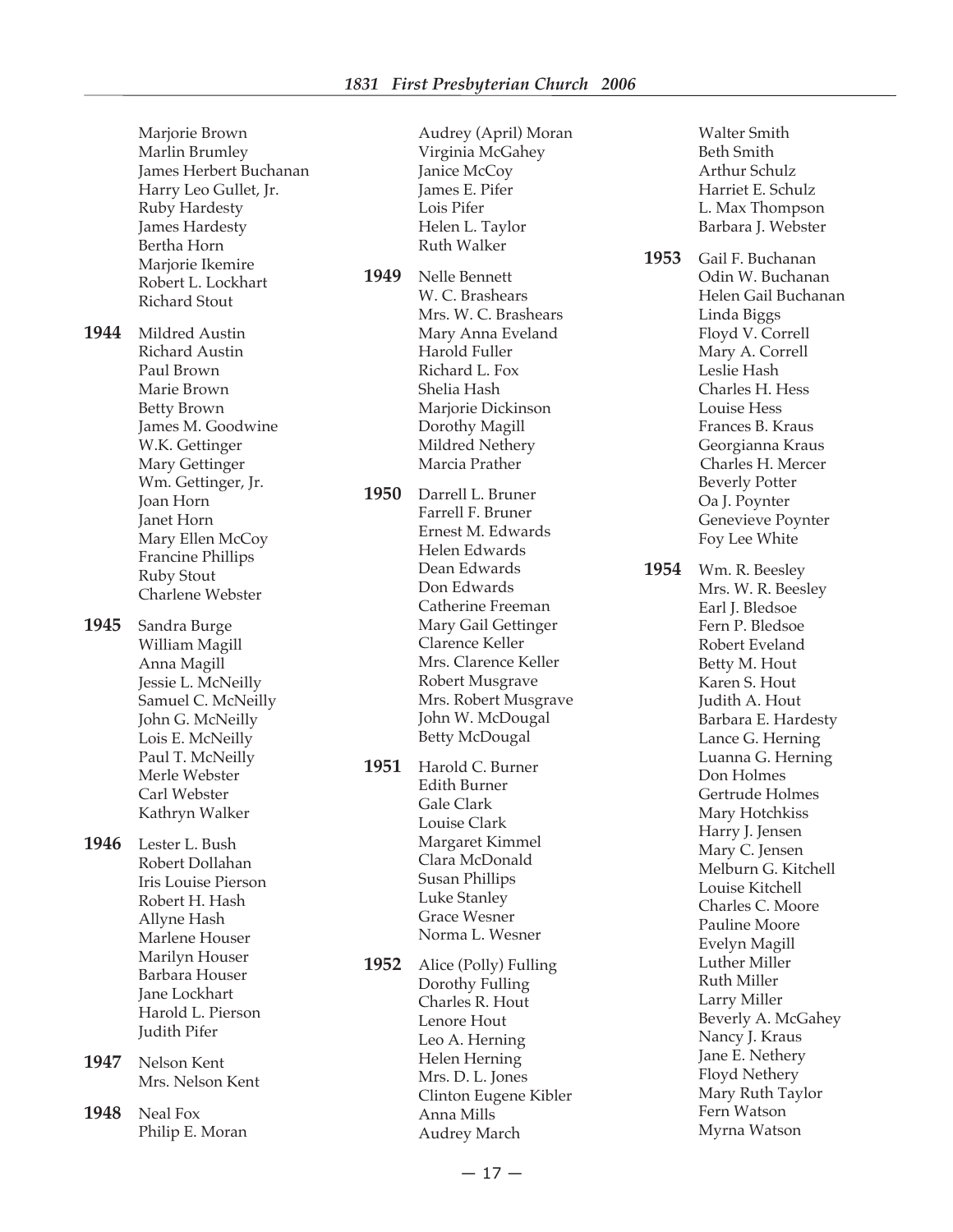Marjorie Brown
Marlin Brumley
James Herbert Buchanan
Harry Leo Gullet, Jr.
Ruby Hardesty
James Hardesty
Bertha Horn
Marjorie Ikemire
Robert L. Lockhart
Richard Stout

**1944**
Mildred Austin
Richard Austin
Paul Brown
Marie Brown
Betty Brown
James M. Goodwine
W.K. Gettinger
Mary Gettinger
Wm. Gettinger, Jr.
Joan Horn
Janet Horn
Mary Ellen McCoy
Francine Phillips
Ruby Stout
Charlene Webster

**1945**
Sandra Burge
William Magill
Anna Magill
Jessie L. McNeilly
Samuel C. McNeilly
John G. McNeilly
Lois E. McNeilly
Paul T. McNeilly
Merle Webster
Carl Webster
Kathryn Walker

**1946**
Lester L. Bush
Robert Dollahan
Iris Louise Pierson
Robert H. Hash
Allyne Hash
Marlene Houser
Marilyn Houser
Barbara Houser
Jane Lockhart
Harold L. Pierson
Judith Pifer

**1947**
Nelson Kent
Mrs. Nelson Kent

**1948**
Neal Fox
Philip E. Moran
Audrey (April) Moran
Virginia McGahey
Janice McCoy
James E. Pifer
Lois Pifer
Helen L. Taylor
Ruth Walker

**1949**
Nelle Bennett
W. C. Brashears
Mrs. W. C. Brashears
Mary Anna Eveland
Harold Fuller
Richard L. Fox
Shelia Hash
Marjorie Dickinson
Dorothy Magill
Mildred Nethery
Marcia Prather

**1950**
Darrell L. Bruner
Farrell F. Bruner
Ernest M. Edwards
Helen Edwards
Dean Edwards
Don Edwards
Catherine Freeman
Mary Gail Gettinger
Clarence Keller
Mrs. Clarence Keller
Robert Musgrave
Mrs. Robert Musgrave
John W. McDougal
Betty McDougal

**1951**
Harold C. Burner
Edith Burner
Gale Clark
Louise Clark
Margaret Kimmel
Clara McDonald
Susan Phillips
Luke Stanley
Grace Wesner
Norma L. Wesner

**1952**
Alice (Polly) Fulling
Dorothy Fulling
Charles R. Hout
Lenore Hout
Leo A. Herning
Helen Herning
Mrs. D. L. Jones
Clinton Eugene Kibler
Anna Mills
Audrey March
Walter Smith
Beth Smith
Arthur Schulz
Harriet E. Schulz
L. Max Thompson
Barbara J. Webster

**1953**
Gail F. Buchanan
Odin W. Buchanan
Helen Gail Buchanan
Linda Biggs
Floyd V. Correll
Mary A. Correll
Leslie Hash
Charles H. Hess
Louise Hess
Frances B. Kraus
Georgianna Kraus
Charles H. Mercer
Beverly Potter
Oa J. Poynter
Genevieve Poynter
Foy Lee White

**1954**
Wm. R. Beesley
Mrs. W. R. Beesley
Earl J. Bledsoe
Fern P. Bledsoe
Robert Eveland
Betty M. Hout
Karen S. Hout
Judith A. Hout
Barbara E. Hardesty
Lance G. Herning
Luanna G. Herning
Don Holmes
Gertrude Holmes
Mary Hotchkiss
Harry J. Jensen
Mary C. Jensen
Melburn G. Kitchell
Louise Kitchell
Charles C. Moore
Pauline Moore
Evelyn Magill
Luther Miller
Ruth Miller
Larry Miller
Beverly A. McGahey
Nancy J. Kraus
Jane E. Nethery
Floyd Nethery
Mary Ruth Taylor
Fern Watson
Myrna Watson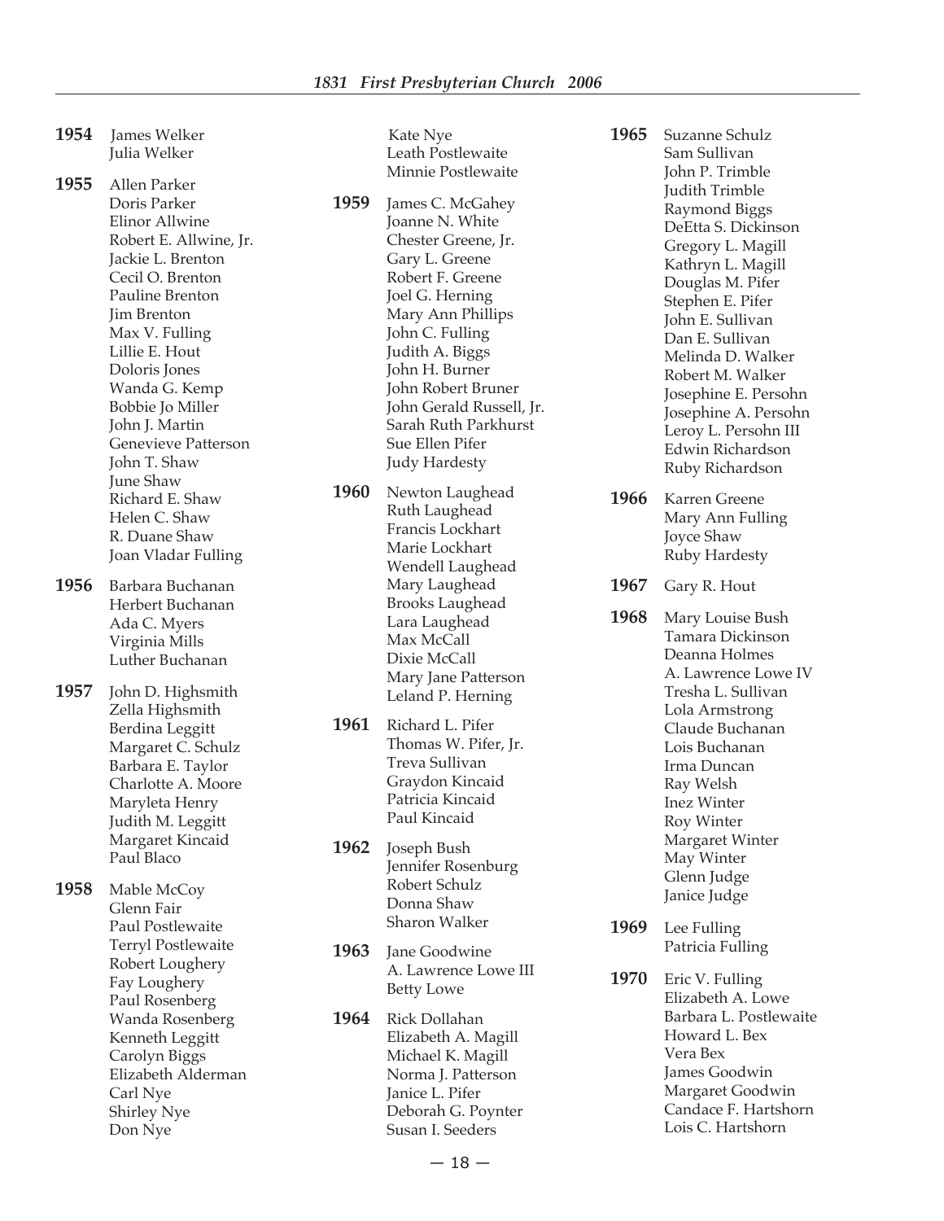**1954** James Welker
Julia Welker

**1955** Allen Parker
Doris Parker
Elinor Allwine
Robert E. Allwine, Jr.
Jackie L. Brenton
Cecil O. Brenton
Pauline Brenton
Jim Brenton
Max V. Fulling
Lillie E. Hout
Doloris Jones
Wanda G. Kemp
Bobbie Jo Miller
John J. Martin
Genevieve Patterson
John T. Shaw
June Shaw
Richard E. Shaw
Helen C. Shaw
R. Duane Shaw
Joan Vladar Fulling

**1956** Barbara Buchanan
Herbert Buchanan
Ada C. Myers
Virginia Mills
Luther Buchanan

**1957** John D. Highsmith
Zella Highsmith
Berdina Leggitt
Margaret C. Schulz
Barbara E. Taylor
Charlotte A. Moore
Maryleta Henry
Judith M. Leggitt
Margaret Kincaid
Paul Blaco

**1958** Mable McCoy
Glenn Fair
Paul Postlewaite
Terryl Postlewaite
Robert Loughery
Fay Loughery
Paul Rosenberg
Wanda Rosenberg
Kenneth Leggitt
Carolyn Biggs
Elizabeth Alderman
Carl Nye
Shirley Nye
Don Nye
Kate Nye
Leath Postlewaite
Minnie Postlewaite

**1959** James C. McGahey
Joanne N. White
Chester Greene, Jr.
Gary L. Greene
Robert F. Greene
Joel G. Herning
Mary Ann Phillips
John C. Fulling
Judith A. Biggs
John H. Burner
John Robert Bruner
John Gerald Russell, Jr.
Sarah Ruth Parkhurst
Sue Ellen Pifer
Judy Hardesty

**1960** Newton Laughead
Ruth Laughead
Francis Lockhart
Marie Lockhart
Wendell Laughead
Mary Laughead
Brooks Laughead
Lara Laughead
Max McCall
Dixie McCall
Mary Jane Patterson
Leland P. Herning

**1961** Richard L. Pifer
Thomas W. Pifer, Jr.
Treva Sullivan
Graydon Kincaid
Patricia Kincaid
Paul Kincaid

**1962** Joseph Bush
Jennifer Rosenburg
Robert Schulz
Donna Shaw
Sharon Walker

**1963** Jane Goodwine
A. Lawrence Lowe III
Betty Lowe

**1964** Rick Dollahan
Elizabeth A. Magill
Michael K. Magill
Norma J. Patterson
Janice L. Pifer
Deborah G. Poynter
Susan I. Seeders

**1965** Suzanne Schulz
Sam Sullivan
John P. Trimble
Judith Trimble
Raymond Biggs
DeEtta S. Dickinson
Gregory L. Magill
Kathryn L. Magill
Douglas M. Pifer
Stephen E. Pifer
John E. Sullivan
Dan E. Sullivan
Melinda D. Walker
Robert M. Walker
Josephine E. Persohn
Josephine A. Persohn
Leroy L. Persohn III
Edwin Richardson
Ruby Richardson

**1966** Karren Greene
Mary Ann Fulling
Joyce Shaw
Ruby Hardesty

**1967** Gary R. Hout

**1968** Mary Louise Bush
Tamara Dickinson
Deanna Holmes
A. Lawrence Lowe IV
Tresha L. Sullivan
Lola Armstrong
Claude Buchanan
Lois Buchanan
Irma Duncan
Ray Welsh
Inez Winter
Roy Winter
Margaret Winter
May Winter
Glenn Judge
Janice Judge

**1969** Lee Fulling
Patricia Fulling

**1970** Eric V. Fulling
Elizabeth A. Lowe
Barbara L. Postlewaite
Howard L. Bex
Vera Bex
James Goodwin
Margaret Goodwin
Candace F. Hartshorn
Lois C. Hartshorn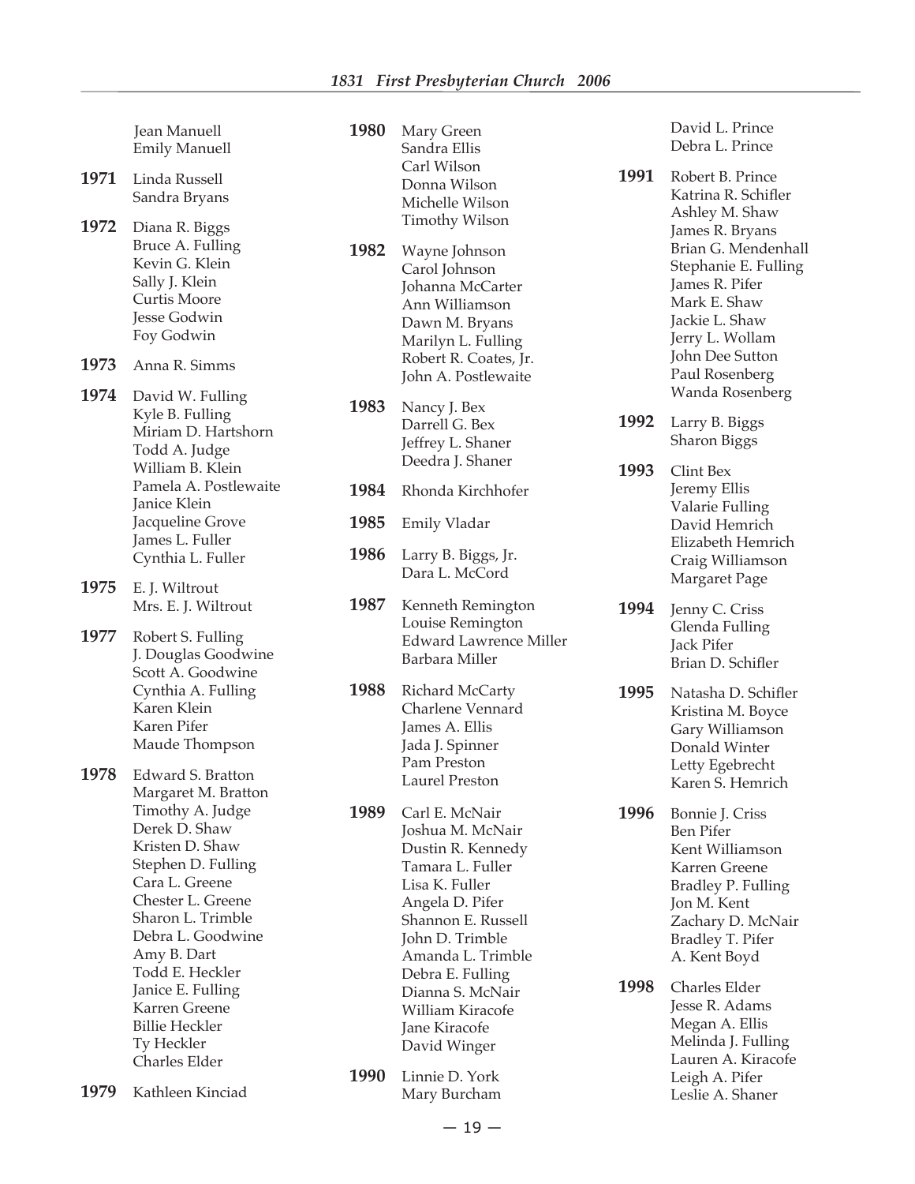Jean Manuell
Emily Manuell

**1971** Linda Russell
Sandra Bryans

**1972** Diana R. Biggs
Bruce A. Fulling
Kevin G. Klein
Sally J. Klein
Curtis Moore
Jesse Godwin
Foy Godwin

**1973** Anna R. Simms

**1974** David W. Fulling
Kyle B. Fulling
Miriam D. Hartshorn
Todd A. Judge
William B. Klein
Pamela A. Postlewaite
Janice Klein
Jacqueline Grove
James L. Fuller
Cynthia L. Fuller

**1975** E. J. Wiltrout
Mrs. E. J. Wiltrout

**1977** Robert S. Fulling
J. Douglas Goodwine
Scott A. Goodwine
Cynthia A. Fulling
Karen Klein
Karen Pifer
Maude Thompson

**1978** Edward S. Bratton
Margaret M. Bratton
Timothy A. Judge
Derek D. Shaw
Kristen D. Shaw
Stephen D. Fulling
Cara L. Greene
Chester L. Greene
Sharon L. Trimble
Debra L. Goodwine
Amy B. Dart
Todd E. Heckler
Janice E. Fulling
Karren Greene
Billie Heckler
Ty Heckler
Charles Elder

**1979** Kathleen Kinciad

**1980** Mary Green
Sandra Ellis
Carl Wilson
Donna Wilson
Michelle Wilson
Timothy Wilson

**1982** Wayne Johnson
Carol Johnson
Johanna McCarter
Ann Williamson
Dawn M. Bryans
Marilyn L. Fulling
Robert R. Coates, Jr.
John A. Postlewaite

**1983** Nancy J. Bex
Darrell G. Bex
Jeffrey L. Shaner
Deedra J. Shaner

**1984** Rhonda Kirchhofer

**1985** Emily Vladar

**1986** Larry B. Biggs, Jr.
Dara L. McCord

**1987** Kenneth Remington
Louise Remington
Edward Lawrence Miller
Barbara Miller

**1988** Richard McCarty
Charlene Vennard
James A. Ellis
Jada J. Spinner
Pam Preston
Laurel Preston

**1989** Carl E. McNair
Joshua M. McNair
Dustin R. Kennedy
Tamara L. Fuller
Lisa K. Fuller
Angela D. Pifer
Shannon E. Russell
John D. Trimble
Amanda L. Trimble
Debra E. Fulling
Dianna S. McNair
William Kiracofe
Jane Kiracofe
David Winger

**1990** Linnie D. York
Mary Burcham
David L. Prince
Debra L. Prince

**1991** Robert B. Prince
Katrina R. Schifler
Ashley M. Shaw
James R. Bryans
Brian G. Mendenhall
Stephanie E. Fulling
James R. Pifer
Mark E. Shaw
Jackie L. Shaw
Jerry L. Wollam
John Dee Sutton
Paul Rosenberg
Wanda Rosenberg

**1992** Larry B. Biggs
Sharon Biggs

**1993** Clint Bex
Jeremy Ellis
Valarie Fulling
David Hemrich
Elizabeth Hemrich
Craig Williamson
Margaret Page

**1994** Jenny C. Criss
Glenda Fulling
Jack Pifer
Brian D. Schifler

**1995** Natasha D. Schifler
Kristina M. Boyce
Gary Williamson
Donald Winter
Letty Egebrecht
Karen S. Hemrich

**1996** Bonnie J. Criss
Ben Pifer
Kent Williamson
Karren Greene
Bradley P. Fulling
Jon M. Kent
Zachary D. McNair
Bradley T. Pifer
A. Kent Boyd

**1998** Charles Elder
Jesse R. Adams
Megan A. Ellis
Melinda J. Fulling
Lauren A. Kiracofe
Leigh A. Pifer
Leslie A. Shaner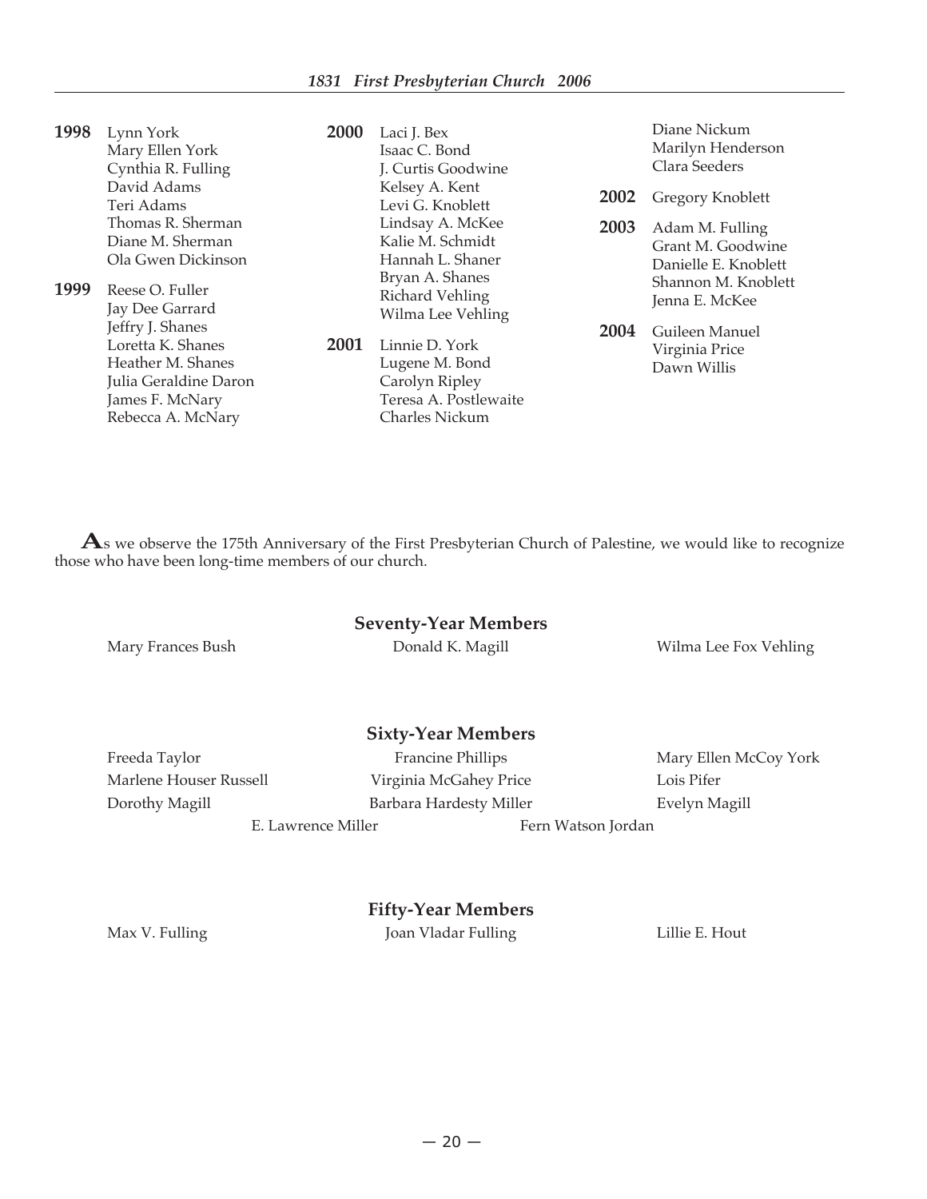**1998**
Lynn York
Mary Ellen York
Cynthia R. Fulling
David Adams
Teri Adams
Thomas R. Sherman
Diane M. Sherman
Ola Gwen Dickinson

**1999**
Reese O. Fuller
Jay Dee Garrard
Jeffry J. Shanes
Loretta K. Shanes
Heather M. Shanes
Julia Geraldine Daron
James F. McNary
Rebecca A. McNary

**2000**
Laci J. Bex
Isaac C. Bond
J. Curtis Goodwine
Kelsey A. Kent
Levi G. Knoblett
Lindsay A. McKee
Kalie M. Schmidt
Hannah L. Shaner
Bryan A. Shanes
Richard Vehling
Wilma Lee Vehling

**2001**
Linnie D. York
Lugene M. Bond
Carolyn Ripley
Teresa A. Postlewaite
Charles Nickum
Diane Nickum
Marilyn Henderson
Clara Seeders

**2002**
Gregory Knoblett

**2003**
Adam M. Fulling
Grant M. Goodwine
Danielle E. Knoblett
Shannon M. Knoblett
Jenna E. McKee

**2004**
Guileen Manuel
Virginia Price
Dawn Willis

**A**s we observe the 175th Anniversary of the First Presbyterian Church of Palestine, we would like to recognize those who have been long-time members of our church.

### Seventy-Year Members

Mary Frances Bush
Donald K. Magill
Wilma Lee Fox Vehling

### Sixty-Year Members

Freeda Taylor
Francine Phillips
Mary Ellen McCoy York
Marlene Houser Russell
Virginia McGahey Price
Lois Pifer
Dorothy Magill
Barbara Hardesty Miller
Evelyn Magill
E. Lawrence Miller
Fern Watson Jordan

### Fifty-Year Members

Max V. Fulling
Joan Vladar Fulling
Lillie E. Hout